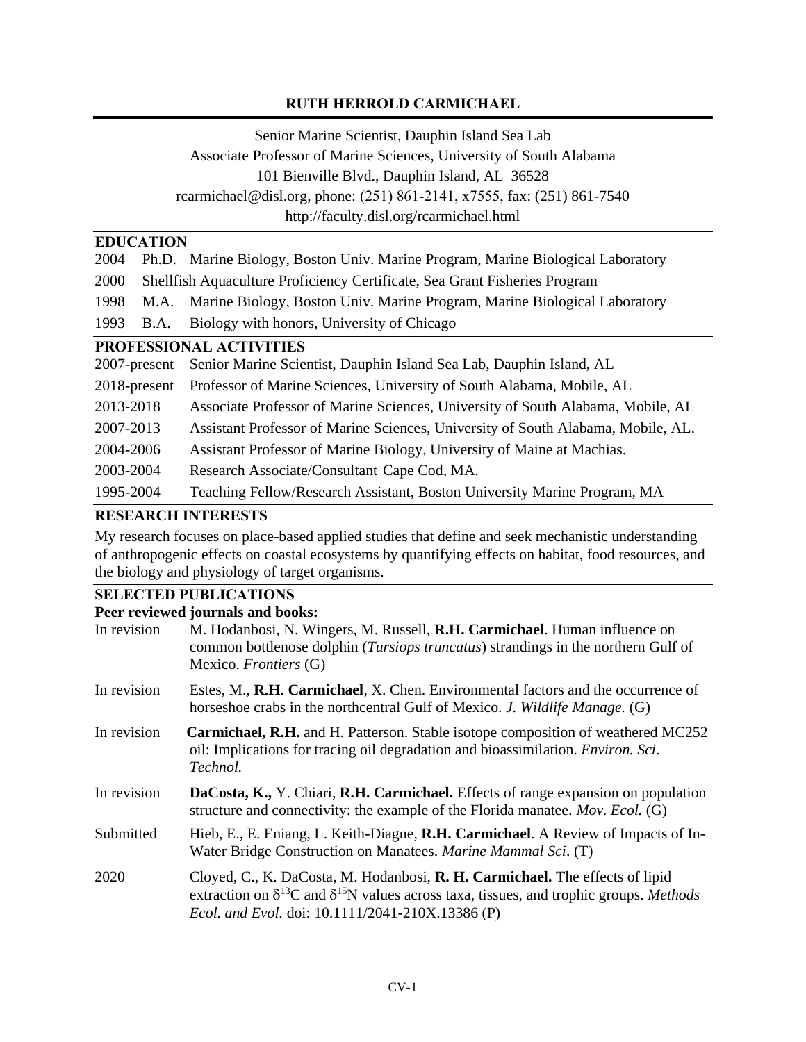# RUTH HERROLD CARMICHAEL

Senior Marine Scientist, Dauphin Island Sea Lab
Associate Professor of Marine Sciences, University of South Alabama
101 Bienville Blvd., Dauphin Island, AL 36528
rcarmichael@disl.org, phone: (251) 861-2141, x7555, fax: (251) 861-7540
http://faculty.disl.org/rcarmichael.html

## EDUCATION

2004 Ph.D. Marine Biology, Boston Univ. Marine Program, Marine Biological Laboratory
2000 Shellfish Aquaculture Proficiency Certificate, Sea Grant Fisheries Program
1998 M.A. Marine Biology, Boston Univ. Marine Program, Marine Biological Laboratory
1993 B.A. Biology with honors, University of Chicago

## PROFESSIONAL ACTIVITIES

2007-present Senior Marine Scientist, Dauphin Island Sea Lab, Dauphin Island, AL
2018-present Professor of Marine Sciences, University of South Alabama, Mobile, AL
2013-2018 Associate Professor of Marine Sciences, University of South Alabama, Mobile, AL
2007-2013 Assistant Professor of Marine Sciences, University of South Alabama, Mobile, AL.
2004-2006 Assistant Professor of Marine Biology, University of Maine at Machias.
2003-2004 Research Associate/Consultant Cape Cod, MA.
1995-2004 Teaching Fellow/Research Assistant, Boston University Marine Program, MA

## RESEARCH INTERESTS

My research focuses on place-based applied studies that define and seek mechanistic understanding of anthropogenic effects on coastal ecosystems by quantifying effects on habitat, food resources, and the biology and physiology of target organisms.

## SELECTED PUBLICATIONS

### Peer reviewed journals and books:

In revision M. Hodanbosi, N. Wingers, M. Russell, **R.H. Carmichael**. Human influence on common bottlenose dolphin (*Tursiops truncatus*) strandings in the northern Gulf of Mexico. *Frontiers* (G)

In revision Estes, M., **R.H. Carmichael**, X. Chen. Environmental factors and the occurrence of horseshoe crabs in the northcentral Gulf of Mexico. *J. Wildlife Manage.* (G)

In revision **Carmichael, R.H.** and H. Patterson. Stable isotope composition of weathered MC252 oil: Implications for tracing oil degradation and bioassimilation. *Environ. Sci. Technol.*

In revision **DaCosta, K.,** Y. Chiari, **R.H. Carmichael.** Effects of range expansion on population structure and connectivity: the example of the Florida manatee. *Mov. Ecol.* (G)

Submitted Hieb, E., E. Eniang, L. Keith-Diagne, **R.H. Carmichael**. A Review of Impacts of In-Water Bridge Construction on Manatees. *Marine Mammal Sci*. (T)

2020 Cloyed, C., K. DaCosta, M. Hodanbosi, **R. H. Carmichael.** The effects of lipid extraction on $\delta^{13}C$ and $\delta^{15}N$ values across taxa, tissues, and trophic groups. *Methods Ecol. and Evol.* doi: 10.1111/2041-210X.13386 (P)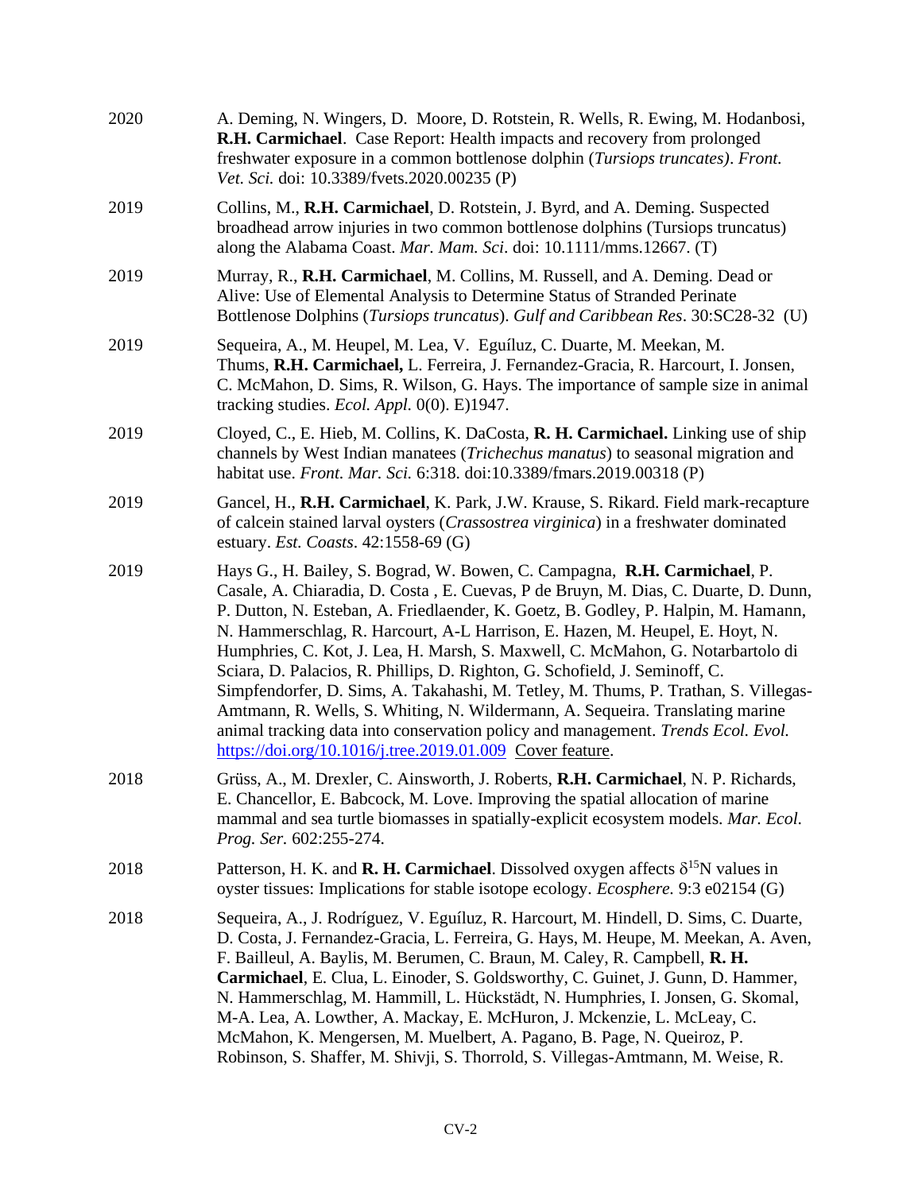2020 A. Deming, N. Wingers, D. Moore, D. Rotstein, R. Wells, R. Ewing, M. Hodanbosi, **R.H. Carmichael**. Case Report: Health impacts and recovery from prolonged freshwater exposure in a common bottlenose dolphin (*Tursiops truncates)*. *Front. Vet. Sci.* doi: 10.3389/fvets.2020.00235 (P)

2019 Collins, M., **R.H. Carmichael**, D. Rotstein, J. Byrd, and A. Deming. Suspected broadhead arrow injuries in two common bottlenose dolphins (Tursiops truncatus) along the Alabama Coast. *Mar. Mam. Sci*. doi: 10.1111/mms.12667. (T)

2019 Murray, R., **R.H. Carmichael**, M. Collins, M. Russell, and A. Deming. Dead or Alive: Use of Elemental Analysis to Determine Status of Stranded Perinate Bottlenose Dolphins (*Tursiops truncatus*). *Gulf and Caribbean Res*. 30:SC28-32 (U)

2019 Sequeira, A., M. Heupel, M. Lea, V. Eguíluz, C. Duarte, M. Meekan, M. Thums, **R.H. Carmichael,** L. Ferreira, J. Fernandez-Gracia, R. Harcourt, I. Jonsen, C. McMahon, D. Sims, R. Wilson, G. Hays. The importance of sample size in animal tracking studies. *Ecol. Appl.* 0(0). E)1947.

2019 Cloyed, C., E. Hieb, M. Collins, K. DaCosta, **R. H. Carmichael.** Linking use of ship channels by West Indian manatees (*Trichechus manatus*) to seasonal migration and habitat use. *Front. Mar. Sci.* 6:318. doi:10.3389/fmars.2019.00318 (P)

2019 Gancel, H., **R.H. Carmichael**, K. Park, J.W. Krause, S. Rikard. Field mark-recapture of calcein stained larval oysters (*Crassostrea virginica*) in a freshwater dominated estuary. *Est. Coasts*. 42:1558-69 (G)

2019 Hays G., H. Bailey, S. Bograd, W. Bowen, C. Campagna, **R.H. Carmichael**, P. Casale, A. Chiaradia, D. Costa , E. Cuevas, P de Bruyn, M. Dias, C. Duarte, D. Dunn, P. Dutton, N. Esteban, A. Friedlaender, K. Goetz, B. Godley, P. Halpin, M. Hamann, N. Hammerschlag, R. Harcourt, A-L Harrison, E. Hazen, M. Heupel, E. Hoyt, N. Humphries, C. Kot, J. Lea, H. Marsh, S. Maxwell, C. McMahon, G. Notarbartolo di Sciara, D. Palacios, R. Phillips, D. Righton, G. Schofield, J. Seminoff, C. Simpfendorfer, D. Sims, A. Takahashi, M. Tetley, M. Thums, P. Trathan, S. Villegas-Amtmann, R. Wells, S. Whiting, N. Wildermann, A. Sequeira. Translating marine animal tracking data into conservation policy and management. *Trends Ecol. Evol.* https://doi.org/10.1016/j.tree.2019.01.009 Cover feature.

2018 Grüss, A., M. Drexler, C. Ainsworth, J. Roberts, **R.H. Carmichael**, N. P. Richards, E. Chancellor, E. Babcock, M. Love. Improving the spatial allocation of marine mammal and sea turtle biomasses in spatially-explicit ecosystem models. *Mar. Ecol. Prog. Ser.* 602:255-274.

2018 Patterson, H. K. and **R. H. Carmichael**. Dissolved oxygen affects $\delta^{15}$N values in oyster tissues: Implications for stable isotope ecology. *Ecosphere.* 9:3 e02154 (G)

2018 Sequeira, A., J. Rodríguez, V. Eguíluz, R. Harcourt, M. Hindell, D. Sims, C. Duarte, D. Costa, J. Fernandez-Gracia, L. Ferreira, G. Hays, M. Heupe, M. Meekan, A. Aven, F. Bailleul, A. Baylis, M. Berumen, C. Braun, M. Caley, R. Campbell, **R. H. Carmichael**, E. Clua, L. Einoder, S. Goldsworthy, C. Guinet, J. Gunn, D. Hammer, N. Hammerschlag, M. Hammill, L. Hückstädt, N. Humphries, I. Jonsen, G. Skomal, M-A. Lea, A. Lowther, A. Mackay, E. McHuron, J. Mckenzie, L. McLeay, C. McMahon, K. Mengersen, M. Muelbert, A. Pagano, B. Page, N. Queiroz, P. Robinson, S. Shaffer, M. Shivji, S. Thorrold, S. Villegas-Amtmann, M. Weise, R.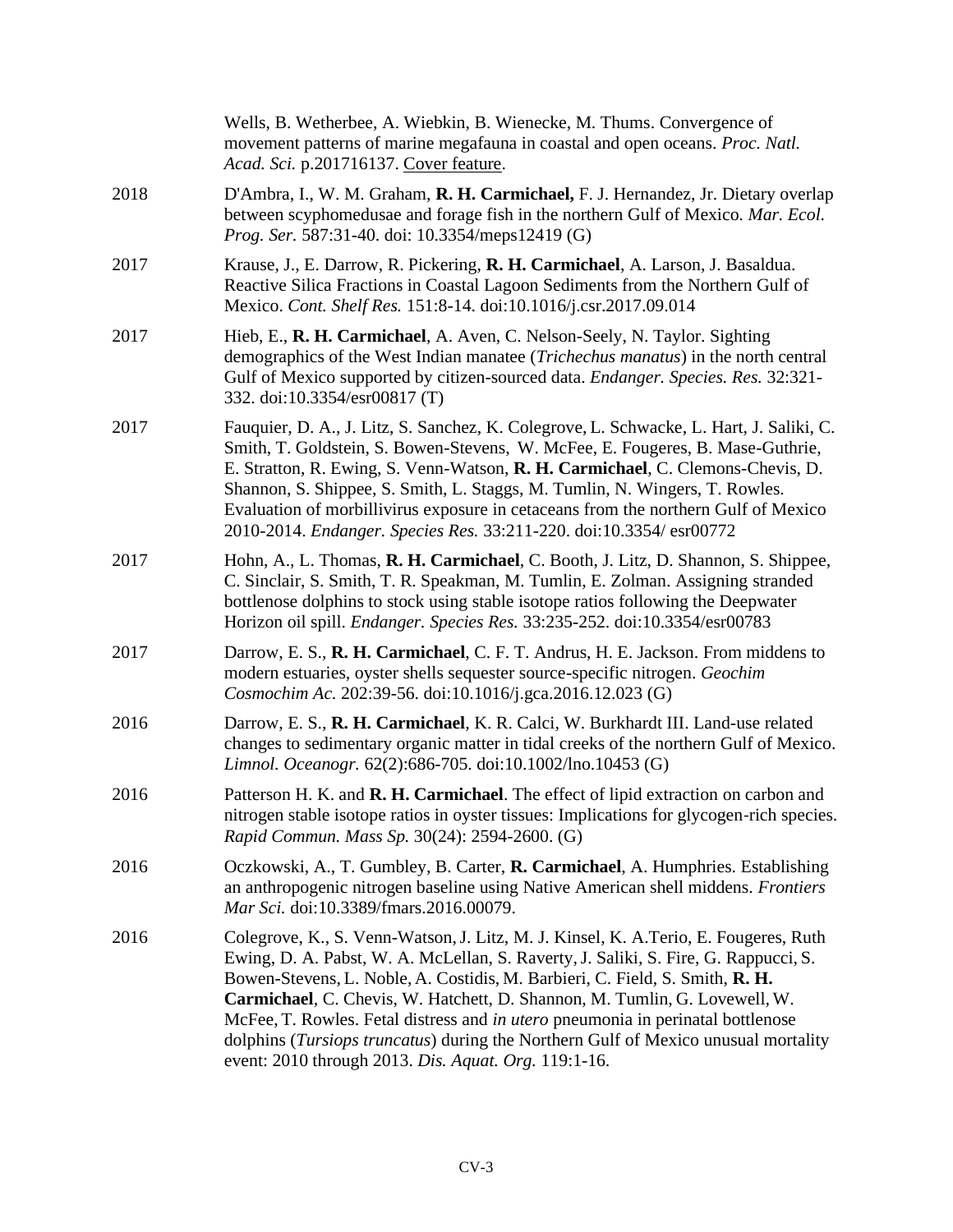Wells, B. Wetherbee, A. Wiebkin, B. Wienecke, M. Thums. Convergence of movement patterns of marine megafauna in coastal and open oceans. *Proc. Natl. Acad. Sci.* p.201716137. Cover feature.

2018 D'Ambra, I., W. M. Graham, **R. H. Carmichael,** F. J. Hernandez, Jr. Dietary overlap between scyphomedusae and forage fish in the northern Gulf of Mexico. *Mar. Ecol. Prog. Ser.* 587:31-40. doi: 10.3354/meps12419 (G)

2017 Krause, J., E. Darrow, R. Pickering, **R. H. Carmichael**, A. Larson, J. Basaldua. Reactive Silica Fractions in Coastal Lagoon Sediments from the Northern Gulf of Mexico. *Cont. Shelf Res.* 151:8-14. doi:10.1016/j.csr.2017.09.014

2017 Hieb, E., **R. H. Carmichael**, A. Aven, C. Nelson-Seely, N. Taylor. Sighting demographics of the West Indian manatee (*Trichechus manatus*) in the north central Gulf of Mexico supported by citizen-sourced data. *Endanger. Species. Res.* 32:321-332. doi:10.3354/esr00817 (T)

2017 Fauquier, D. A., J. Litz, S. Sanchez, K. Colegrove, L. Schwacke, L. Hart, J. Saliki, C. Smith, T. Goldstein, S. Bowen-Stevens, W. McFee, E. Fougeres, B. Mase-Guthrie, E. Stratton, R. Ewing, S. Venn-Watson, **R. H. Carmichael**, C. Clemons-Chevis, D. Shannon, S. Shippee, S. Smith, L. Staggs, M. Tumlin, N. Wingers, T. Rowles. Evaluation of morbillivirus exposure in cetaceans from the northern Gulf of Mexico 2010-2014. *Endanger. Species Res.* 33:211-220. doi:10.3354/ esr00772

2017 Hohn, A., L. Thomas, **R. H. Carmichael**, C. Booth, J. Litz, D. Shannon, S. Shippee, C. Sinclair, S. Smith, T. R. Speakman, M. Tumlin, E. Zolman. Assigning stranded bottlenose dolphins to stock using stable isotope ratios following the Deepwater Horizon oil spill. *Endanger. Species Res.* 33:235-252. doi:10.3354/esr00783

2017 Darrow, E. S., **R. H. Carmichael**, C. F. T. Andrus, H. E. Jackson. From middens to modern estuaries, oyster shells sequester source-specific nitrogen. *Geochim Cosmochim Ac.* 202:39-56. doi:10.1016/j.gca.2016.12.023 (G)

2016 Darrow, E. S., **R. H. Carmichael**, K. R. Calci, W. Burkhardt III. Land-use related changes to sedimentary organic matter in tidal creeks of the northern Gulf of Mexico. *Limnol. Oceanogr.* 62(2):686-705. doi:10.1002/lno.10453 (G)

2016 Patterson H. K. and **R. H. Carmichael**. The effect of lipid extraction on carbon and nitrogen stable isotope ratios in oyster tissues: Implications for glycogen-rich species. *Rapid Commun. Mass Sp.* 30(24): 2594-2600. (G)

2016 Oczkowski, A., T. Gumbley, B. Carter, **R. Carmichael**, A. Humphries. Establishing an anthropogenic nitrogen baseline using Native American shell middens. *Frontiers Mar Sci.* doi:10.3389/fmars.2016.00079.

2016 Colegrove, K., S. Venn-Watson, J. Litz, M. J. Kinsel, K. A.Terio, E. Fougeres, Ruth Ewing, D. A. Pabst, W. A. McLellan, S. Raverty, J. Saliki, S. Fire, G. Rappucci, S. Bowen-Stevens, L. Noble, A. Costidis, M. Barbieri, C. Field, S. Smith, **R. H. Carmichael**, C. Chevis, W. Hatchett, D. Shannon, M. Tumlin, G. Lovewell, W. McFee, T. Rowles. Fetal distress and *in utero* pneumonia in perinatal bottlenose dolphins (*Tursiops truncatus*) during the Northern Gulf of Mexico unusual mortality event: 2010 through 2013. *Dis. Aquat. Org.* 119:1-16.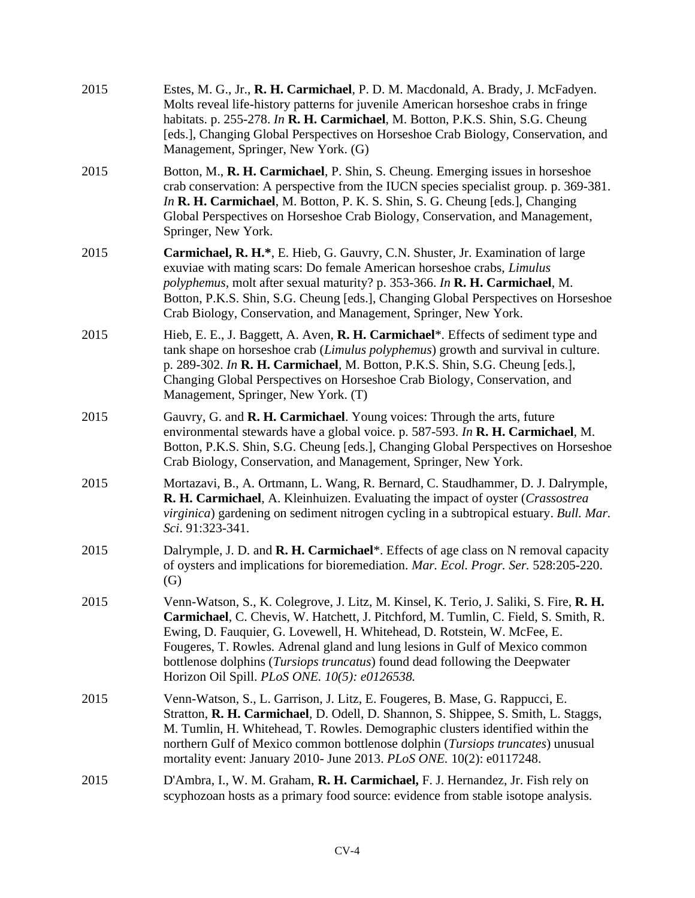2015 Estes, M. G., Jr., **R. H. Carmichael**, P. D. M. Macdonald, A. Brady, J. McFadyen. Molts reveal life-history patterns for juvenile American horseshoe crabs in fringe habitats. p. 255-278. *In* **R. H. Carmichael**, M. Botton, P.K.S. Shin, S.G. Cheung [eds.], Changing Global Perspectives on Horseshoe Crab Biology, Conservation, and Management, Springer, New York. (G)

2015 Botton, M., **R. H. Carmichael**, P. Shin, S. Cheung. Emerging issues in horseshoe crab conservation: A perspective from the IUCN species specialist group. p. 369-381. *In* **R. H. Carmichael**, M. Botton, P. K. S. Shin, S. G. Cheung [eds.], Changing Global Perspectives on Horseshoe Crab Biology, Conservation, and Management, Springer, New York.

2015 **Carmichael, R. H.***, E. Hieb, G. Gauvry, C.N. Shuster, Jr. Examination of large exuviae with mating scars: Do female American horseshoe crabs, *Limulus polyphemus*, molt after sexual maturity? p. 353-366. *In* **R. H. Carmichael**, M. Botton, P.K.S. Shin, S.G. Cheung [eds.], Changing Global Perspectives on Horseshoe Crab Biology, Conservation, and Management, Springer, New York.

2015 Hieb, E. E., J. Baggett, A. Aven, **R. H. Carmichael***. Effects of sediment type and tank shape on horseshoe crab (*Limulus polyphemus*) growth and survival in culture. p. 289-302. *In* **R. H. Carmichael**, M. Botton, P.K.S. Shin, S.G. Cheung [eds.], Changing Global Perspectives on Horseshoe Crab Biology, Conservation, and Management, Springer, New York. (T)

2015 Gauvry, G. and **R. H. Carmichael**. Young voices: Through the arts, future environmental stewards have a global voice. p. 587-593. *In* **R. H. Carmichael**, M. Botton, P.K.S. Shin, S.G. Cheung [eds.], Changing Global Perspectives on Horseshoe Crab Biology, Conservation, and Management, Springer, New York.

2015 Mortazavi, B., A. Ortmann, L. Wang, R. Bernard, C. Staudhammer, D. J. Dalrymple, **R. H. Carmichael**, A. Kleinhuizen. Evaluating the impact of oyster (*Crassostrea virginica*) gardening on sediment nitrogen cycling in a subtropical estuary. *Bull. Mar. Sci*. 91:323-341.

2015 Dalrymple, J. D. and **R. H. Carmichael***. Effects of age class on N removal capacity of oysters and implications for bioremediation. *Mar. Ecol. Progr. Ser.* 528:205-220. (G)

2015 Venn-Watson, S., K. Colegrove, J. Litz, M. Kinsel, K. Terio, J. Saliki, S. Fire, **R. H. Carmichael**, C. Chevis, W. Hatchett, J. Pitchford, M. Tumlin, C. Field, S. Smith, R. Ewing, D. Fauquier, G. Lovewell, H. Whitehead, D. Rotstein, W. McFee, E. Fougeres, T. Rowles. Adrenal gland and lung lesions in Gulf of Mexico common bottlenose dolphins (*Tursiops truncatus*) found dead following the Deepwater Horizon Oil Spill. *PLoS ONE. 10(5): e0126538.*

2015 Venn-Watson, S., L. Garrison, J. Litz, E. Fougeres, B. Mase, G. Rappucci, E. Stratton, **R. H. Carmichael**, D. Odell, D. Shannon, S. Shippee, S. Smith, L. Staggs, M. Tumlin, H. Whitehead, T. Rowles. Demographic clusters identified within the northern Gulf of Mexico common bottlenose dolphin (*Tursiops truncates*) unusual mortality event: January 2010- June 2013. *PLoS ONE.* 10(2): e0117248.

2015 D'Ambra, I., W. M. Graham, **R. H. Carmichael,** F. J. Hernandez, Jr. Fish rely on scyphozoan hosts as a primary food source: evidence from stable isotope analysis.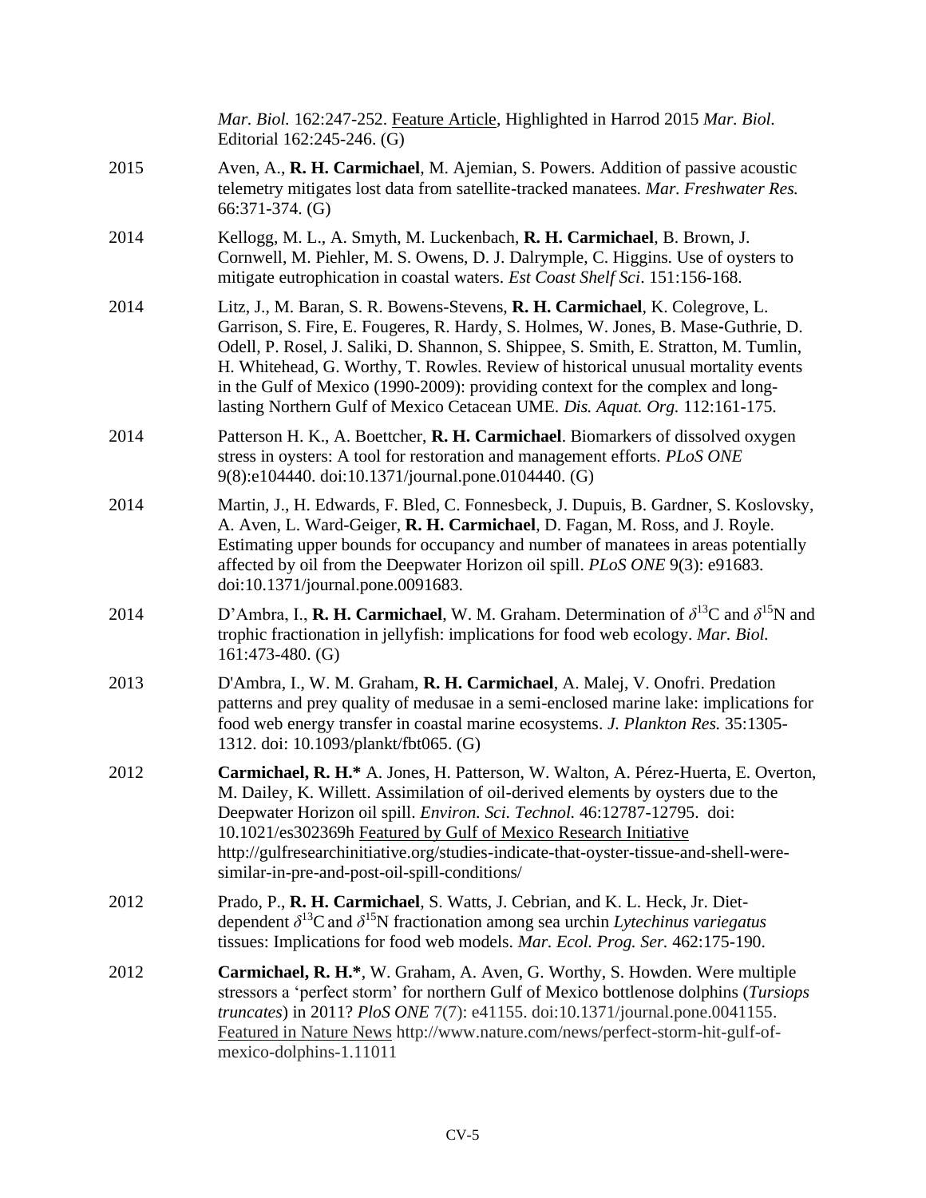*Mar. Biol.* 162:247-252. Feature Article, Highlighted in Harrod 2015 *Mar. Biol.* Editorial 162:245-246. (G)

2015 Aven, A., **R. H. Carmichael**, M. Ajemian, S. Powers. Addition of passive acoustic telemetry mitigates lost data from satellite-tracked manatees. *Mar. Freshwater Res.* 66:371-374. (G)

2014 Kellogg, M. L., A. Smyth, M. Luckenbach, **R. H. Carmichael**, B. Brown, J. Cornwell, M. Piehler, M. S. Owens, D. J. Dalrymple, C. Higgins. Use of oysters to mitigate eutrophication in coastal waters. *Est Coast Shelf Sci*. 151:156-168.

2014 Litz, J., M. Baran, S. R. Bowens-Stevens, **R. H. Carmichael**, K. Colegrove, L. Garrison, S. Fire, E. Fougeres, R. Hardy, S. Holmes, W. Jones, B. Mase-Guthrie, D. Odell, P. Rosel, J. Saliki, D. Shannon, S. Shippee, S. Smith, E. Stratton, M. Tumlin, H. Whitehead, G. Worthy, T. Rowles. Review of historical unusual mortality events in the Gulf of Mexico (1990-2009): providing context for the complex and long-lasting Northern Gulf of Mexico Cetacean UME. *Dis. Aquat. Org.* 112:161-175.

2014 Patterson H. K., A. Boettcher, **R. H. Carmichael**. Biomarkers of dissolved oxygen stress in oysters: A tool for restoration and management efforts. *PLoS ONE* 9(8):e104440. doi:10.1371/journal.pone.0104440. (G)

2014 Martin, J., H. Edwards, F. Bled, C. Fonnesbeck, J. Dupuis, B. Gardner, S. Koslovsky, A. Aven, L. Ward-Geiger, **R. H. Carmichael**, D. Fagan, M. Ross, and J. Royle. Estimating upper bounds for occupancy and number of manatees in areas potentially affected by oil from the Deepwater Horizon oil spill. *PLoS ONE* 9(3): e91683. doi:10.1371/journal.pone.0091683.

2014 D'Ambra, I., **R. H. Carmichael**, W. M. Graham. Determination of $\delta^{13}C$ and $\delta^{15}N$ and trophic fractionation in jellyfish: implications for food web ecology. *Mar. Biol.* 161:473-480. (G)

2013 D'Ambra, I., W. M. Graham, **R. H. Carmichael**, A. Malej, V. Onofri. Predation patterns and prey quality of medusae in a semi-enclosed marine lake: implications for food web energy transfer in coastal marine ecosystems. *J. Plankton Res.* 35:1305-1312. doi: 10.1093/plankt/fbt065. (G)

2012 **Carmichael, R. H.*** A. Jones, H. Patterson, W. Walton, A. Pérez-Huerta, E. Overton, M. Dailey, K. Willett. Assimilation of oil-derived elements by oysters due to the Deepwater Horizon oil spill. *Environ. Sci. Technol.* 46:12787-12795. doi: 10.1021/es302369h Featured by Gulf of Mexico Research Initiative http://gulfresearchinitiative.org/studies-indicate-that-oyster-tissue-and-shell-were-similar-in-pre-and-post-oil-spill-conditions/

2012 Prado, P., **R. H. Carmichael**, S. Watts, J. Cebrian, and K. L. Heck, Jr. Diet-dependent $\delta^{13}C$ and $\delta^{15}N$ fractionation among sea urchin *Lytechinus variegatus* tissues: Implications for food web models. *Mar. Ecol. Prog. Ser.* 462:175-190.

2012 **Carmichael, R. H.***, W. Graham, A. Aven, G. Worthy, S. Howden. Were multiple stressors a 'perfect storm' for northern Gulf of Mexico bottlenose dolphins (*Tursiops truncates*) in 2011? *PloS ONE* 7(7): e41155. doi:10.1371/journal.pone.0041155. Featured in Nature News http://www.nature.com/news/perfect-storm-hit-gulf-of-mexico-dolphins-1.11011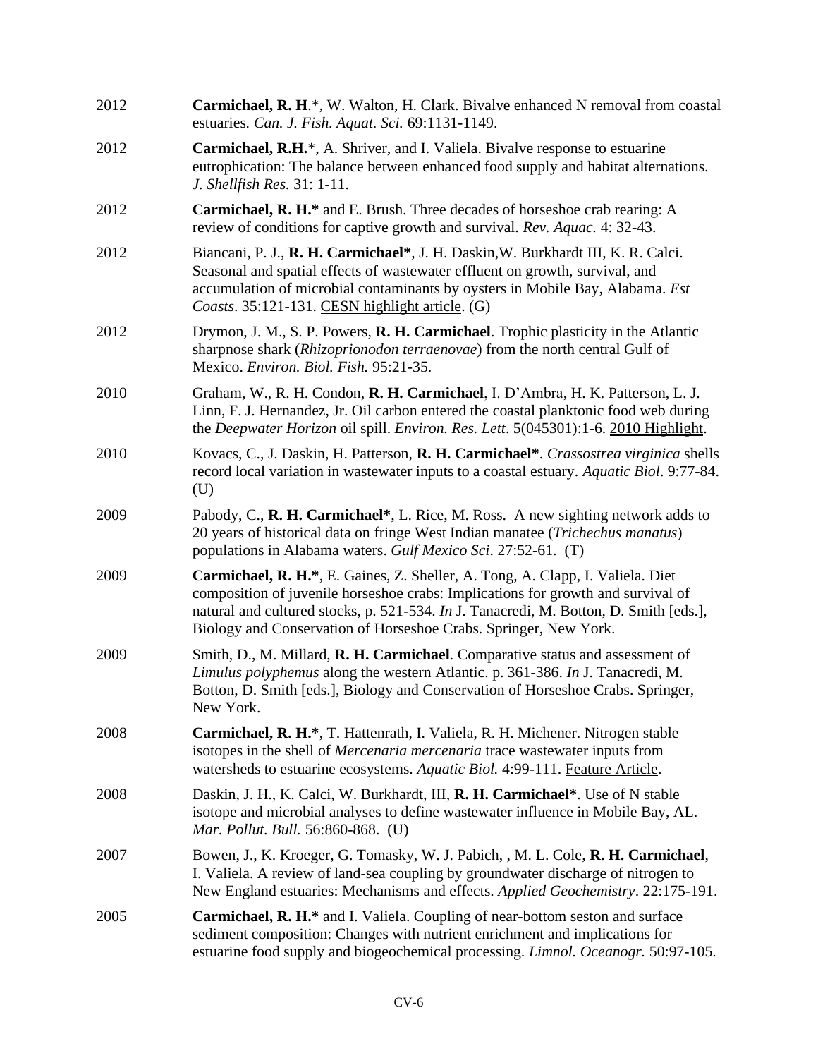2012 **Carmichael, R. H**.*, W. Walton, H. Clark. Bivalve enhanced N removal from coastal estuaries. *Can. J. Fish. Aquat. Sci.* 69:1131-1149.

2012 **Carmichael, R.H.***, A. Shriver, and I. Valiela. Bivalve response to estuarine eutrophication: The balance between enhanced food supply and habitat alternations. *J. Shellfish Res.* 31: 1-11.

2012 **Carmichael, R. H.*** and E. Brush. Three decades of horseshoe crab rearing: A review of conditions for captive growth and survival. *Rev. Aquac.* 4: 32-43.

2012 Biancani, P. J., **R. H. Carmichael***, J. H. Daskin,W. Burkhardt III, K. R. Calci. Seasonal and spatial effects of wastewater effluent on growth, survival, and accumulation of microbial contaminants by oysters in Mobile Bay, Alabama. *Est Coasts*. 35:121-131. CESN highlight article. (G)

2012 Drymon, J. M., S. P. Powers, **R. H. Carmichael**. Trophic plasticity in the Atlantic sharpnose shark (*Rhizoprionodon terraenovae*) from the north central Gulf of Mexico. *Environ. Biol. Fish.* 95:21-35.

2010 Graham, W., R. H. Condon, **R. H. Carmichael**, I. D'Ambra, H. K. Patterson, L. J. Linn, F. J. Hernandez, Jr. Oil carbon entered the coastal planktonic food web during the *Deepwater Horizon* oil spill. *Environ. Res. Lett*. 5(045301):1-6. 2010 Highlight.

2010 Kovacs, C., J. Daskin, H. Patterson, **R. H. Carmichael***. *Crassostrea virginica* shells record local variation in wastewater inputs to a coastal estuary. *Aquatic Biol*. 9:77-84. (U)

2009 Pabody, C., **R. H. Carmichael***, L. Rice, M. Ross. A new sighting network adds to 20 years of historical data on fringe West Indian manatee (*Trichechus manatus*) populations in Alabama waters. *Gulf Mexico Sci*. 27:52-61. (T)

2009 **Carmichael, R. H.***, E. Gaines, Z. Sheller, A. Tong, A. Clapp, I. Valiela. Diet composition of juvenile horseshoe crabs: Implications for growth and survival of natural and cultured stocks, p. 521-534. *In* J. Tanacredi, M. Botton, D. Smith [eds.], Biology and Conservation of Horseshoe Crabs. Springer, New York.

2009 Smith, D., M. Millard, **R. H. Carmichael**. Comparative status and assessment of *Limulus polyphemus* along the western Atlantic. p. 361-386. *In* J. Tanacredi, M. Botton, D. Smith [eds.], Biology and Conservation of Horseshoe Crabs. Springer, New York.

2008 **Carmichael, R. H.***, T. Hattenrath, I. Valiela, R. H. Michener. Nitrogen stable isotopes in the shell of *Mercenaria mercenaria* trace wastewater inputs from watersheds to estuarine ecosystems. *Aquatic Biol.* 4:99-111. Feature Article.

2008 Daskin, J. H., K. Calci, W. Burkhardt, III, **R. H. Carmichael***. Use of N stable isotope and microbial analyses to define wastewater influence in Mobile Bay, AL. *Mar. Pollut. Bull.* 56:860-868. (U)

2007 Bowen, J., K. Kroeger, G. Tomasky, W. J. Pabich, , M. L. Cole, **R. H. Carmichael**, I. Valiela. A review of land-sea coupling by groundwater discharge of nitrogen to New England estuaries: Mechanisms and effects. *Applied Geochemistry*. 22:175-191.

2005 **Carmichael, R. H.*** and I. Valiela. Coupling of near-bottom seston and surface sediment composition: Changes with nutrient enrichment and implications for estuarine food supply and biogeochemical processing. *Limnol. Oceanogr.* 50:97-105.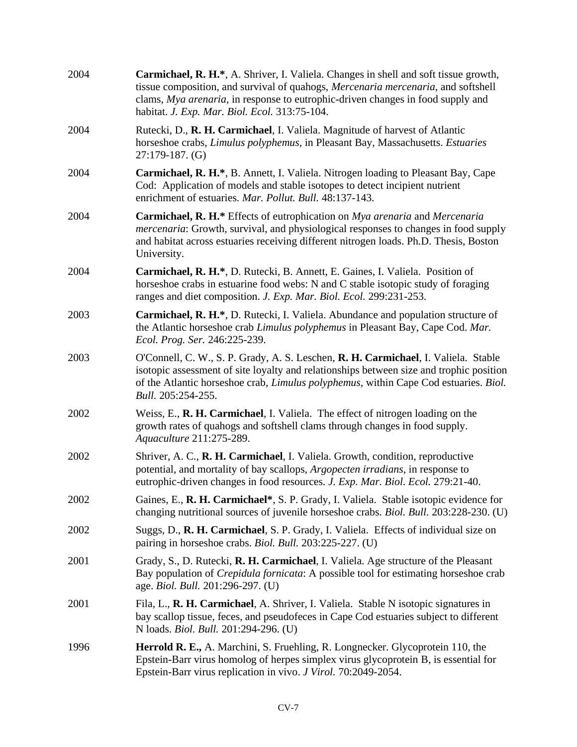2004 **Carmichael, R. H.***, A. Shriver, I. Valiela. Changes in shell and soft tissue growth, tissue composition, and survival of quahogs, *Mercenaria mercenaria*, and softshell clams, *Mya arenaria*, in response to eutrophic-driven changes in food supply and habitat. *J. Exp. Mar. Biol. Ecol.* 313:75-104.

2004 Rutecki, D., **R. H. Carmichael**, I. Valiela. Magnitude of harvest of Atlantic horseshoe crabs, *Limulus polyphemus*, in Pleasant Bay, Massachusetts. *Estuaries* 27:179-187. (G)

2004 **Carmichael, R. H.***, B. Annett, I. Valiela. Nitrogen loading to Pleasant Bay, Cape Cod: Application of models and stable isotopes to detect incipient nutrient enrichment of estuaries. *Mar. Pollut. Bull.* 48:137-143.

2004 **Carmichael, R. H.*** Effects of eutrophication on *Mya arenaria* and *Mercenaria mercenaria*: Growth, survival, and physiological responses to changes in food supply and habitat across estuaries receiving different nitrogen loads. Ph.D. Thesis, Boston University.

2004 **Carmichael, R. H.***, D. Rutecki, B. Annett, E. Gaines, I. Valiela. Position of horseshoe crabs in estuarine food webs: N and C stable isotopic study of foraging ranges and diet composition. *J. Exp. Mar. Biol. Ecol.* 299:231-253.

2003 **Carmichael, R. H.***, D. Rutecki, I. Valiela. Abundance and population structure of the Atlantic horseshoe crab *Limulus polyphemus* in Pleasant Bay, Cape Cod. *Mar. Ecol. Prog. Ser.* 246:225-239.

2003 O'Connell, C. W., S. P. Grady, A. S. Leschen, **R. H. Carmichael**, I. Valiela. Stable isotopic assessment of site loyalty and relationships between size and trophic position of the Atlantic horseshoe crab, *Limulus polyphemus*, within Cape Cod estuaries. *Biol. Bull.* 205:254-255.

2002 Weiss, E., **R. H. Carmichael**, I. Valiela. The effect of nitrogen loading on the growth rates of quahogs and softshell clams through changes in food supply. *Aquaculture* 211:275-289.

2002 Shriver, A. C., **R. H. Carmichael**, I. Valiela. Growth, condition, reproductive potential, and mortality of bay scallops, *Argopecten irradians*, in response to eutrophic-driven changes in food resources. *J. Exp. Mar. Biol. Ecol.* 279:21-40.

2002 Gaines, E., **R. H. Carmichael***, S. P. Grady, I. Valiela. Stable isotopic evidence for changing nutritional sources of juvenile horseshoe crabs. *Biol. Bull.* 203:228-230. (U)

2002 Suggs, D., **R. H. Carmichael**, S. P. Grady, I. Valiela. Effects of individual size on pairing in horseshoe crabs. *Biol. Bull.* 203:225-227. (U)

2001 Grady, S., D. Rutecki, **R. H. Carmichael**, I. Valiela. Age structure of the Pleasant Bay population of *Crepidula fornicata*: A possible tool for estimating horseshoe crab age. *Biol. Bull.* 201:296-297. (U)

2001 Fila, L., **R. H. Carmichael**, A. Shriver, I. Valiela. Stable N isotopic signatures in bay scallop tissue, feces, and pseudofeces in Cape Cod estuaries subject to different N loads. *Biol. Bull.* 201:294-296. (U)

1996 **Herrold R. E.,** A. Marchini, S. Fruehling, R. Longnecker. Glycoprotein 110, the Epstein-Barr virus homolog of herpes simplex virus glycoprotein B, is essential for Epstein-Barr virus replication in vivo. *J Virol.* 70:2049-2054.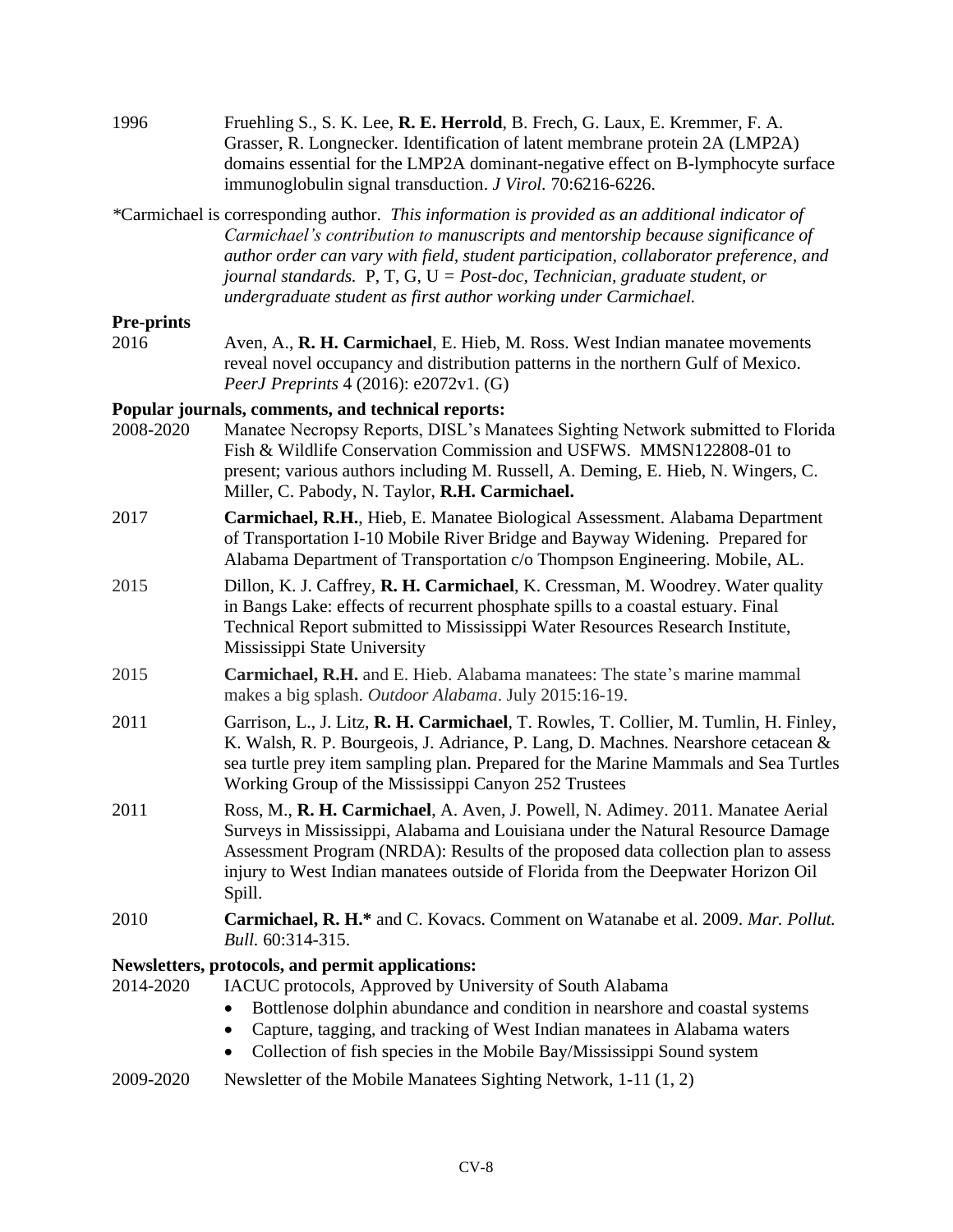1996 Fruehling S., S. K. Lee, **R. E. Herrold**, B. Frech, G. Laux, E. Kremmer, F. A. Grasser, R. Longnecker. Identification of latent membrane protein 2A (LMP2A) domains essential for the LMP2A dominant-negative effect on B-lymphocyte surface immunoglobulin signal transduction. *J Virol.* 70:6216-6226.

*Carmichael is corresponding author. *This information is provided as an additional indicator of Carmichael's contribution to manuscripts and mentorship because significance of author order can vary with field, student participation, collaborator preference, and journal standards.* P, T, G, U = *Post-doc, Technician, graduate student, or undergraduate student as first author working under Carmichael.*

**Pre-prints**

2016 Aven, A., **R. H. Carmichael**, E. Hieb, M. Ross. West Indian manatee movements reveal novel occupancy and distribution patterns in the northern Gulf of Mexico. *PeerJ Preprints* 4 (2016): e2072v1. (G)

**Popular journals, comments, and technical reports:**

2008-2020 Manatee Necropsy Reports, DISL's Manatees Sighting Network submitted to Florida Fish & Wildlife Conservation Commission and USFWS. MMSN122808-01 to present; various authors including M. Russell, A. Deming, E. Hieb, N. Wingers, C. Miller, C. Pabody, N. Taylor, **R.H. Carmichael.**

2017 **Carmichael, R.H.**, Hieb, E. Manatee Biological Assessment. Alabama Department of Transportation I-10 Mobile River Bridge and Bayway Widening. Prepared for Alabama Department of Transportation c/o Thompson Engineering. Mobile, AL.

2015 Dillon, K. J. Caffrey, **R. H. Carmichael**, K. Cressman, M. Woodrey. Water quality in Bangs Lake: effects of recurrent phosphate spills to a coastal estuary. Final Technical Report submitted to Mississippi Water Resources Research Institute, Mississippi State University

2015 **Carmichael, R.H.** and E. Hieb. Alabama manatees: The state's marine mammal makes a big splash. *Outdoor Alabama*. July 2015:16-19.

2011 Garrison, L., J. Litz, **R. H. Carmichael**, T. Rowles, T. Collier, M. Tumlin, H. Finley, K. Walsh, R. P. Bourgeois, J. Adriance, P. Lang, D. Machnes. Nearshore cetacean & sea turtle prey item sampling plan. Prepared for the Marine Mammals and Sea Turtles Working Group of the Mississippi Canyon 252 Trustees

2011 Ross, M., **R. H. Carmichael**, A. Aven, J. Powell, N. Adimey. 2011. Manatee Aerial Surveys in Mississippi, Alabama and Louisiana under the Natural Resource Damage Assessment Program (NRDA): Results of the proposed data collection plan to assess injury to West Indian manatees outside of Florida from the Deepwater Horizon Oil Spill.

2010 **Carmichael, R. H.*** and C. Kovacs. Comment on Watanabe et al. 2009. *Mar. Pollut. Bull.* 60:314-315.

**Newsletters, protocols, and permit applications:**

2014-2020 IACUC protocols, Approved by University of South Alabama

- Bottlenose dolphin abundance and condition in nearshore and coastal systems
- Capture, tagging, and tracking of West Indian manatees in Alabama waters
- Collection of fish species in the Mobile Bay/Mississippi Sound system

2009-2020 Newsletter of the Mobile Manatees Sighting Network, 1-11 (1, 2)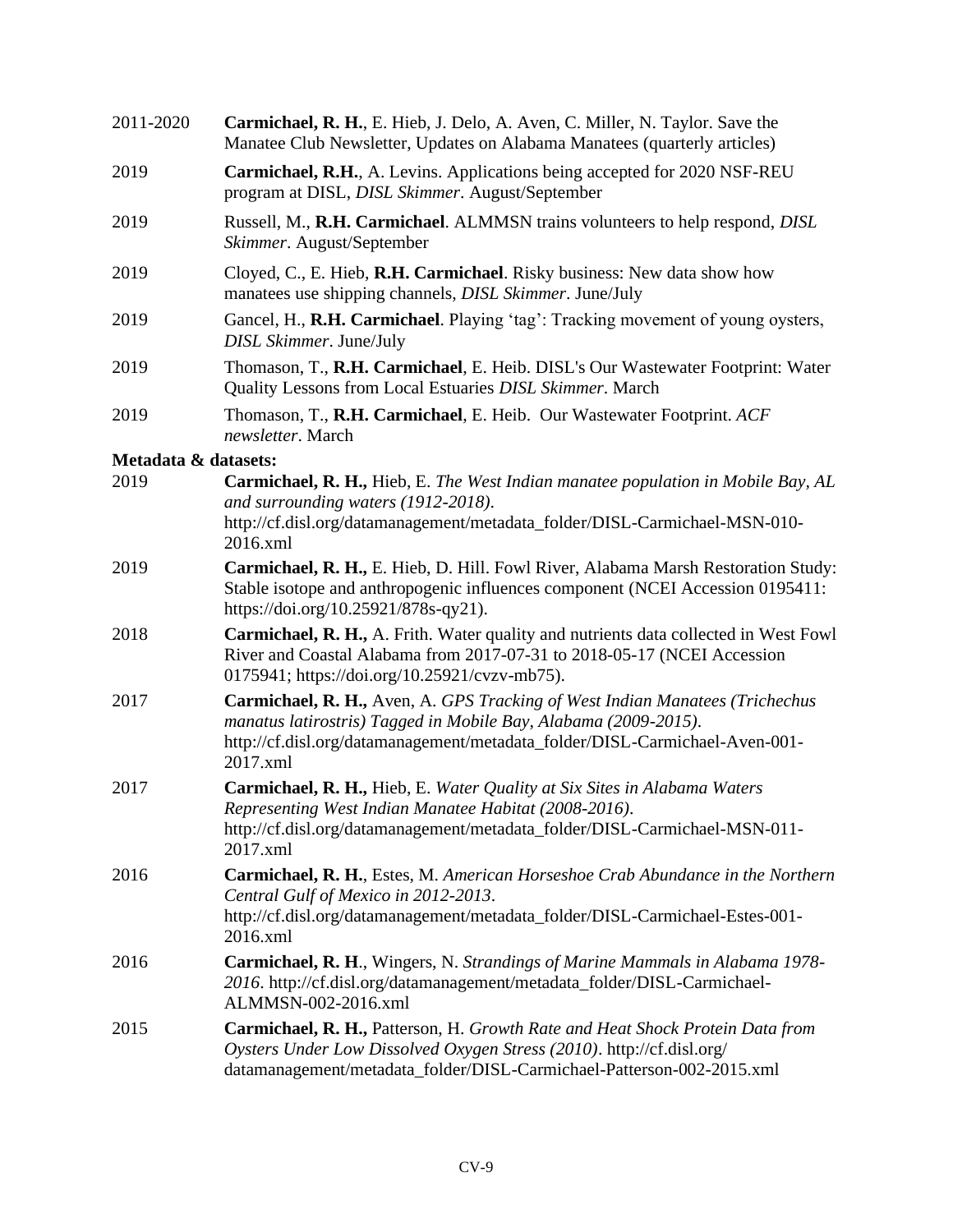2011-2020 **Carmichael, R. H.**, E. Hieb, J. Delo, A. Aven, C. Miller, N. Taylor. Save the Manatee Club Newsletter, Updates on Alabama Manatees (quarterly articles)

2019 **Carmichael, R.H.**, A. Levins. Applications being accepted for 2020 NSF-REU program at DISL, *DISL Skimmer*. August/September

2019 Russell, M., **R.H. Carmichael**. ALMMSN trains volunteers to help respond, *DISL Skimmer*. August/September

2019 Cloyed, C., E. Hieb, **R.H. Carmichael**. Risky business: New data show how manatees use shipping channels, *DISL Skimmer*. June/July

2019 Gancel, H., **R.H. Carmichael**. Playing 'tag': Tracking movement of young oysters, *DISL Skimmer*. June/July

2019 Thomason, T., **R.H. Carmichael**, E. Heib. DISL's Our Wastewater Footprint: Water Quality Lessons from Local Estuaries *DISL Skimmer*. March

2019 Thomason, T., **R.H. Carmichael**, E. Heib. Our Wastewater Footprint. *ACF newsletter*. March

**Metadata & datasets:**

2019 **Carmichael, R. H.,** Hieb, E. *The West Indian manatee population in Mobile Bay, AL and surrounding waters (1912-2018)*. http://cf.disl.org/datamanagement/metadata_folder/DISL-Carmichael-MSN-010-2016.xml

2019 **Carmichael, R. H.,** E. Hieb, D. Hill. Fowl River, Alabama Marsh Restoration Study: Stable isotope and anthropogenic influences component (NCEI Accession 0195411: https://doi.org/10.25921/878s-qy21).

2018 **Carmichael, R. H.,** A. Frith. Water quality and nutrients data collected in West Fowl River and Coastal Alabama from 2017-07-31 to 2018-05-17 (NCEI Accession 0175941; https://doi.org/10.25921/cvzv-mb75).

2017 **Carmichael, R. H.,** Aven, A. *GPS Tracking of West Indian Manatees (Trichechus manatus latirostris) Tagged in Mobile Bay, Alabama (2009-2015)*. http://cf.disl.org/datamanagement/metadata_folder/DISL-Carmichael-Aven-001-2017.xml

2017 **Carmichael, R. H.,** Hieb, E. *Water Quality at Six Sites in Alabama Waters Representing West Indian Manatee Habitat (2008-2016)*. http://cf.disl.org/datamanagement/metadata_folder/DISL-Carmichael-MSN-011-2017.xml

2016 **Carmichael, R. H.**, Estes, M. *American Horseshoe Crab Abundance in the Northern Central Gulf of Mexico in 2012-2013*. http://cf.disl.org/datamanagement/metadata_folder/DISL-Carmichael-Estes-001-2016.xml

2016 **Carmichael, R. H**., Wingers, N. *Strandings of Marine Mammals in Alabama 1978-2016*. http://cf.disl.org/datamanagement/metadata_folder/DISL-Carmichael-ALMMSN-002-2016.xml

2015 **Carmichael, R. H.,** Patterson, H. *Growth Rate and Heat Shock Protein Data from Oysters Under Low Dissolved Oxygen Stress (2010)*. http://cf.disl.org/ datamanagement/metadata_folder/DISL-Carmichael-Patterson-002-2015.xml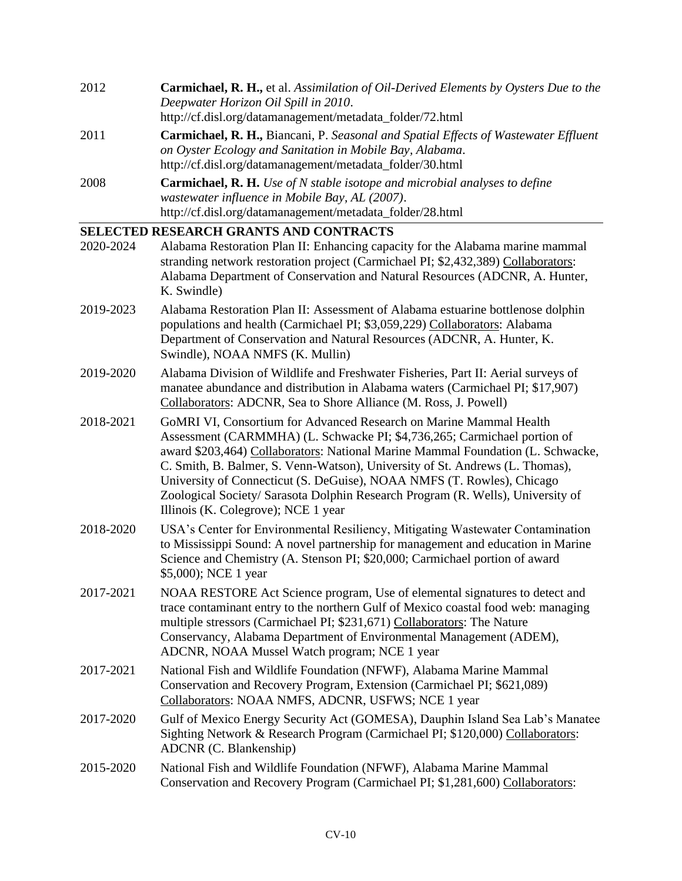2012 **Carmichael, R. H.,** et al. *Assimilation of Oil-Derived Elements by Oysters Due to the Deepwater Horizon Oil Spill in 2010*. http://cf.disl.org/datamanagement/metadata_folder/72.html

2011 **Carmichael, R. H.,** Biancani, P. *Seasonal and Spatial Effects of Wastewater Effluent on Oyster Ecology and Sanitation in Mobile Bay, Alabama*. http://cf.disl.org/datamanagement/metadata_folder/30.html

2008 **Carmichael, R. H.** *Use of N stable isotope and microbial analyses to define wastewater influence in Mobile Bay, AL (2007)*. http://cf.disl.org/datamanagement/metadata_folder/28.html

## SELECTED RESEARCH GRANTS AND CONTRACTS

2020-2024 Alabama Restoration Plan II: Enhancing capacity for the Alabama marine mammal stranding network restoration project (Carmichael PI; $2,432,389) Collaborators: Alabama Department of Conservation and Natural Resources (ADCNR, A. Hunter, K. Swindle)

2019-2023 Alabama Restoration Plan II: Assessment of Alabama estuarine bottlenose dolphin populations and health (Carmichael PI; $3,059,229) Collaborators: Alabama Department of Conservation and Natural Resources (ADCNR, A. Hunter, K. Swindle), NOAA NMFS (K. Mullin)

2019-2020 Alabama Division of Wildlife and Freshwater Fisheries, Part II: Aerial surveys of manatee abundance and distribution in Alabama waters (Carmichael PI; $17,907) Collaborators: ADCNR, Sea to Shore Alliance (M. Ross, J. Powell)

2018-2021 GoMRI VI, Consortium for Advanced Research on Marine Mammal Health Assessment (CARMMHA) (L. Schwacke PI; $4,736,265; Carmichael portion of award $203,464) Collaborators: National Marine Mammal Foundation (L. Schwacke, C. Smith, B. Balmer, S. Venn-Watson), University of St. Andrews (L. Thomas), University of Connecticut (S. DeGuise), NOAA NMFS (T. Rowles), Chicago Zoological Society/ Sarasota Dolphin Research Program (R. Wells), University of Illinois (K. Colegrove); NCE 1 year

2018-2020 USA's Center for Environmental Resiliency, Mitigating Wastewater Contamination to Mississippi Sound: A novel partnership for management and education in Marine Science and Chemistry (A. Stenson PI; $20,000; Carmichael portion of award $5,000); NCE 1 year

2017-2021 NOAA RESTORE Act Science program, Use of elemental signatures to detect and trace contaminant entry to the northern Gulf of Mexico coastal food web: managing multiple stressors (Carmichael PI; $231,671) Collaborators: The Nature Conservancy, Alabama Department of Environmental Management (ADEM), ADCNR, NOAA Mussel Watch program; NCE 1 year

2017-2021 National Fish and Wildlife Foundation (NFWF), Alabama Marine Mammal Conservation and Recovery Program, Extension (Carmichael PI; $621,089) Collaborators: NOAA NMFS, ADCNR, USFWS; NCE 1 year

2017-2020 Gulf of Mexico Energy Security Act (GOMESA), Dauphin Island Sea Lab's Manatee Sighting Network & Research Program (Carmichael PI; $120,000) Collaborators: ADCNR (C. Blankenship)

2015-2020 National Fish and Wildlife Foundation (NFWF), Alabama Marine Mammal Conservation and Recovery Program (Carmichael PI; $1,281,600) Collaborators: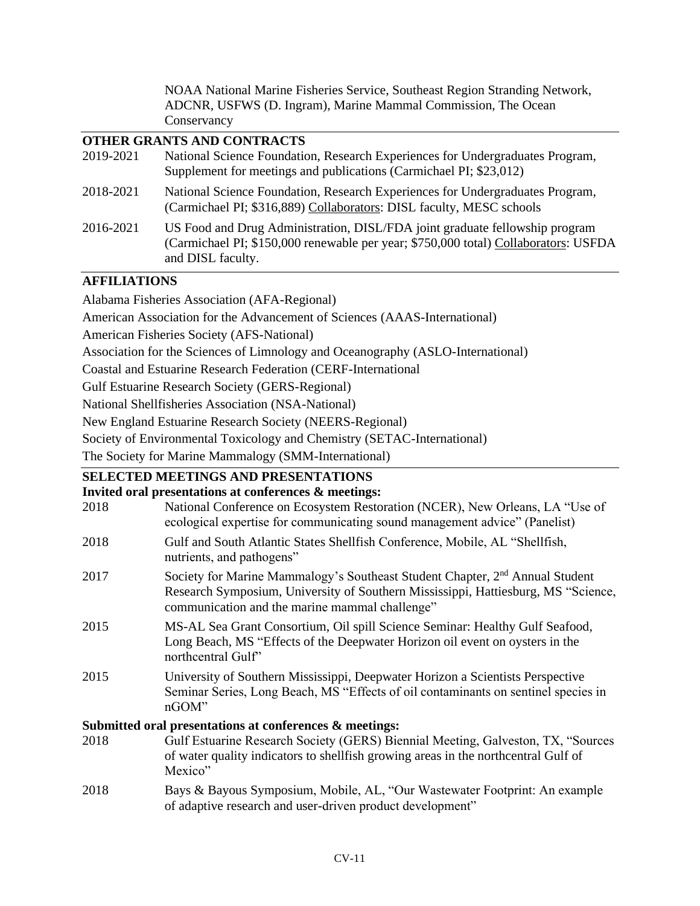NOAA National Marine Fisheries Service, Southeast Region Stranding Network, ADCNR, USFWS (D. Ingram), Marine Mammal Commission, The Ocean Conservancy

## OTHER GRANTS AND CONTRACTS

2019-2021 National Science Foundation, Research Experiences for Undergraduates Program, Supplement for meetings and publications (Carmichael PI; $23,012)

2018-2021 National Science Foundation, Research Experiences for Undergraduates Program, (Carmichael PI; $316,889) Collaborators: DISL faculty, MESC schools

2016-2021 US Food and Drug Administration, DISL/FDA joint graduate fellowship program (Carmichael PI; $150,000 renewable per year; $750,000 total) Collaborators: USFDA and DISL faculty.

## AFFILIATIONS

Alabama Fisheries Association (AFA-Regional)

American Association for the Advancement of Sciences (AAAS-International)

American Fisheries Society (AFS-National)

Association for the Sciences of Limnology and Oceanography (ASLO-International)

Coastal and Estuarine Research Federation (CERF-International

Gulf Estuarine Research Society (GERS-Regional)

National Shellfisheries Association (NSA-National)

New England Estuarine Research Society (NEERS-Regional)

Society of Environmental Toxicology and Chemistry (SETAC-International)

The Society for Marine Mammalogy (SMM-International)

## SELECTED MEETINGS AND PRESENTATIONS

**Invited oral presentations at conferences & meetings:**

2018 National Conference on Ecosystem Restoration (NCER), New Orleans, LA "Use of ecological expertise for communicating sound management advice" (Panelist)

2018 Gulf and South Atlantic States Shellfish Conference, Mobile, AL "Shellfish, nutrients, and pathogens"

2017 Society for Marine Mammalogy's Southeast Student Chapter, 2nd Annual Student Research Symposium, University of Southern Mississippi, Hattiesburg, MS "Science, communication and the marine mammal challenge"

2015 MS-AL Sea Grant Consortium, Oil spill Science Seminar: Healthy Gulf Seafood, Long Beach, MS "Effects of the Deepwater Horizon oil event on oysters in the northcentral Gulf"

2015 University of Southern Mississippi, Deepwater Horizon a Scientists Perspective Seminar Series, Long Beach, MS "Effects of oil contaminants on sentinel species in nGOM"

**Submitted oral presentations at conferences & meetings:**

2018 Gulf Estuarine Research Society (GERS) Biennial Meeting, Galveston, TX, "Sources of water quality indicators to shellfish growing areas in the northcentral Gulf of Mexico"

2018 Bays & Bayous Symposium, Mobile, AL, "Our Wastewater Footprint: An example of adaptive research and user-driven product development"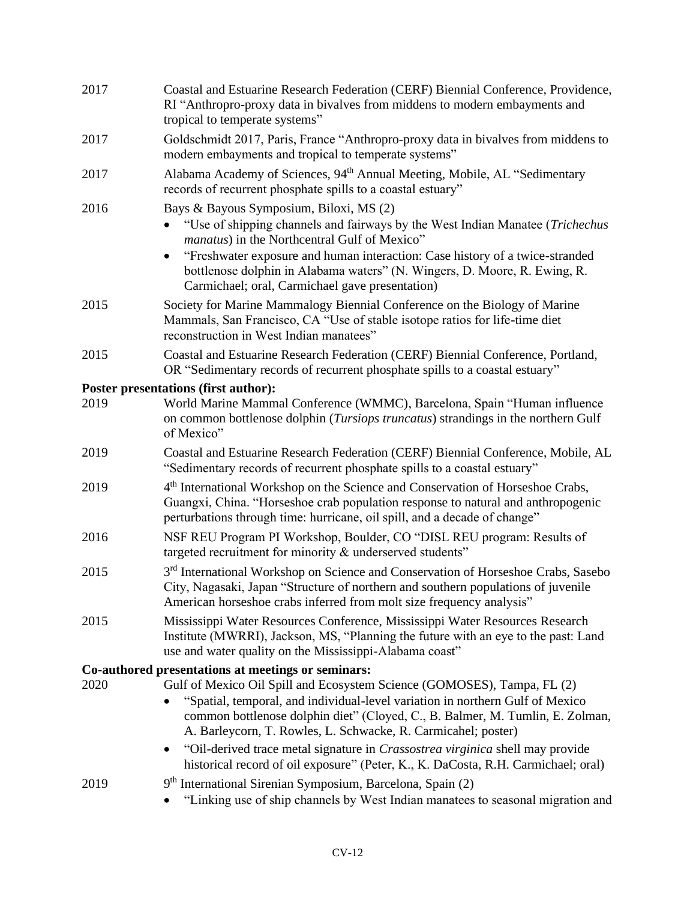2017 Coastal and Estuarine Research Federation (CERF) Biennial Conference, Providence, RI "Anthropro-proxy data in bivalves from middens to modern embayments and tropical to temperate systems"

2017 Goldschmidt 2017, Paris, France "Anthropro-proxy data in bivalves from middens to modern embayments and tropical to temperate systems"

2017 Alabama Academy of Sciences, 94th Annual Meeting, Mobile, AL "Sedimentary records of recurrent phosphate spills to a coastal estuary"

2016 Bays & Bayous Symposium, Biloxi, MS (2)

- "Use of shipping channels and fairways by the West Indian Manatee (*Trichechus manatus*) in the Northcentral Gulf of Mexico"
- "Freshwater exposure and human interaction: Case history of a twice-stranded bottlenose dolphin in Alabama waters" (N. Wingers, D. Moore, R. Ewing, R. Carmichael; oral, Carmichael gave presentation)

2015 Society for Marine Mammalogy Biennial Conference on the Biology of Marine Mammals, San Francisco, CA "Use of stable isotope ratios for life-time diet reconstruction in West Indian manatees"

2015 Coastal and Estuarine Research Federation (CERF) Biennial Conference, Portland, OR "Sedimentary records of recurrent phosphate spills to a coastal estuary"

**Poster presentations (first author):**

2019 World Marine Mammal Conference (WMMC), Barcelona, Spain "Human influence on common bottlenose dolphin (*Tursiops truncatus*) strandings in the northern Gulf of Mexico"

2019 Coastal and Estuarine Research Federation (CERF) Biennial Conference, Mobile, AL "Sedimentary records of recurrent phosphate spills to a coastal estuary"

2019 4th International Workshop on the Science and Conservation of Horseshoe Crabs, Guangxi, China. "Horseshoe crab population response to natural and anthropogenic perturbations through time: hurricane, oil spill, and a decade of change"

2016 NSF REU Program PI Workshop, Boulder, CO "DISL REU program: Results of targeted recruitment for minority & underserved students"

2015 3rd International Workshop on Science and Conservation of Horseshoe Crabs, Sasebo City, Nagasaki, Japan "Structure of northern and southern populations of juvenile American horseshoe crabs inferred from molt size frequency analysis"

2015 Mississippi Water Resources Conference, Mississippi Water Resources Research Institute (MWRRI), Jackson, MS, "Planning the future with an eye to the past: Land use and water quality on the Mississippi-Alabama coast"

**Co-authored presentations at meetings or seminars:**

2020 Gulf of Mexico Oil Spill and Ecosystem Science (GOMOSES), Tampa, FL (2)

- "Spatial, temporal, and individual-level variation in northern Gulf of Mexico common bottlenose dolphin diet" (Cloyed, C., B. Balmer, M. Tumlin, E. Zolman, A. Barleycorn, T. Rowles, L. Schwacke, R. Carmicahel; poster)
- "Oil-derived trace metal signature in *Crassostrea virginica* shell may provide historical record of oil exposure" (Peter, K., K. DaCosta, R.H. Carmichael; oral)

2019 9th International Sirenian Symposium, Barcelona, Spain (2)

- "Linking use of ship channels by West Indian manatees to seasonal migration and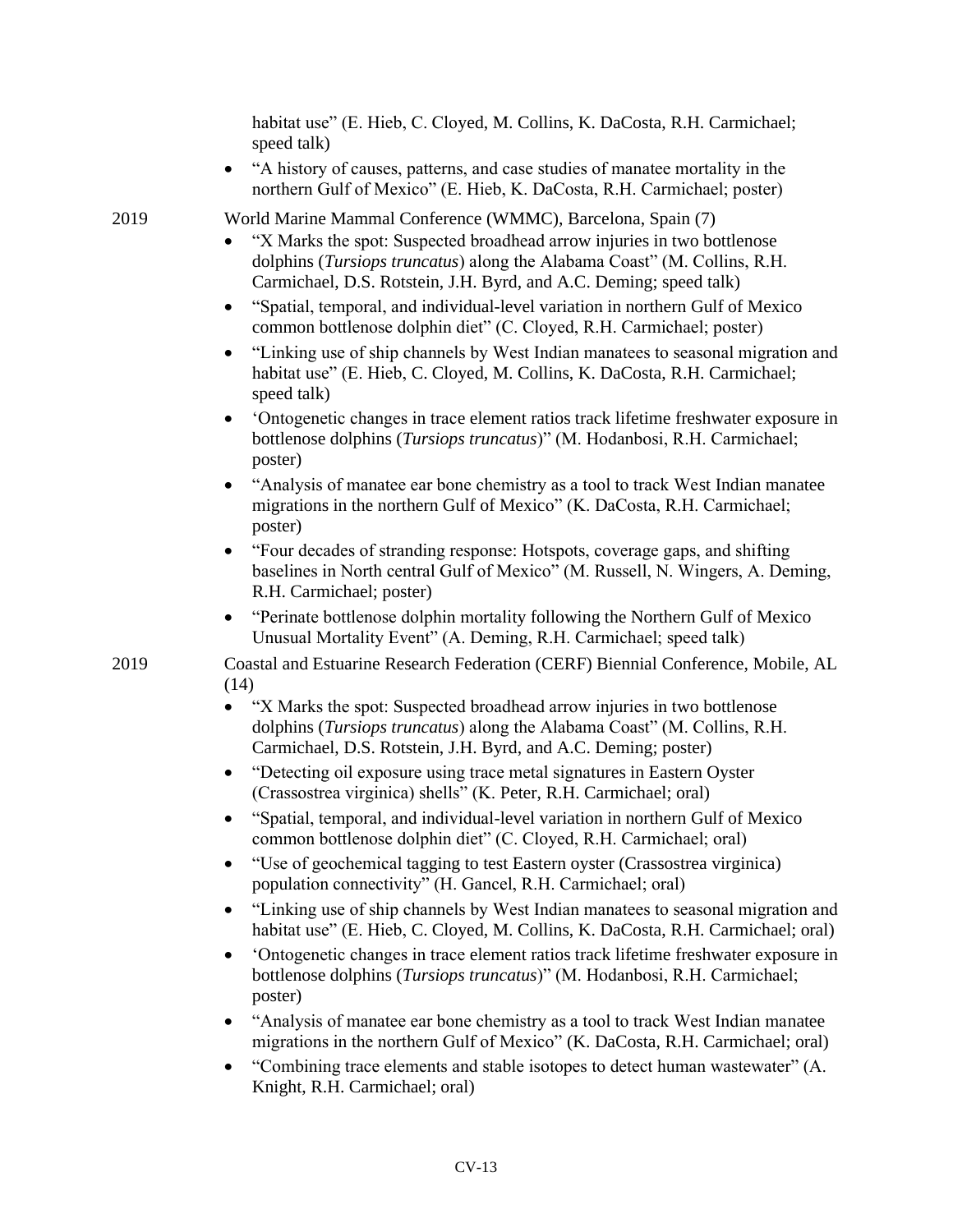habitat use" (E. Hieb, C. Cloyed, M. Collins, K. DaCosta, R.H. Carmichael; speed talk)

- "A history of causes, patterns, and case studies of manatee mortality in the northern Gulf of Mexico" (E. Hieb, K. DaCosta, R.H. Carmichael; poster)

2019 World Marine Mammal Conference (WMMC), Barcelona, Spain (7)

- "X Marks the spot: Suspected broadhead arrow injuries in two bottlenose dolphins (*Tursiops truncatus*) along the Alabama Coast" (M. Collins, R.H. Carmichael, D.S. Rotstein, J.H. Byrd, and A.C. Deming; speed talk)
- "Spatial, temporal, and individual-level variation in northern Gulf of Mexico common bottlenose dolphin diet" (C. Cloyed, R.H. Carmichael; poster)
- "Linking use of ship channels by West Indian manatees to seasonal migration and habitat use" (E. Hieb, C. Cloyed, M. Collins, K. DaCosta, R.H. Carmichael; speed talk)
- 'Ontogenetic changes in trace element ratios track lifetime freshwater exposure in bottlenose dolphins (*Tursiops truncatus*)" (M. Hodanbosi, R.H. Carmichael; poster)
- "Analysis of manatee ear bone chemistry as a tool to track West Indian manatee migrations in the northern Gulf of Mexico" (K. DaCosta, R.H. Carmichael; poster)
- "Four decades of stranding response: Hotspots, coverage gaps, and shifting baselines in North central Gulf of Mexico" (M. Russell, N. Wingers, A. Deming, R.H. Carmichael; poster)
- "Perinate bottlenose dolphin mortality following the Northern Gulf of Mexico Unusual Mortality Event" (A. Deming, R.H. Carmichael; speed talk)

2019 Coastal and Estuarine Research Federation (CERF) Biennial Conference, Mobile, AL (14)

- "X Marks the spot: Suspected broadhead arrow injuries in two bottlenose dolphins (*Tursiops truncatus*) along the Alabama Coast" (M. Collins, R.H. Carmichael, D.S. Rotstein, J.H. Byrd, and A.C. Deming; poster)
- "Detecting oil exposure using trace metal signatures in Eastern Oyster (Crassostrea virginica) shells" (K. Peter, R.H. Carmichael; oral)
- "Spatial, temporal, and individual-level variation in northern Gulf of Mexico common bottlenose dolphin diet" (C. Cloyed, R.H. Carmichael; oral)
- "Use of geochemical tagging to test Eastern oyster (Crassostrea virginica) population connectivity" (H. Gancel, R.H. Carmichael; oral)
- "Linking use of ship channels by West Indian manatees to seasonal migration and habitat use" (E. Hieb, C. Cloyed, M. Collins, K. DaCosta, R.H. Carmichael; oral)
- 'Ontogenetic changes in trace element ratios track lifetime freshwater exposure in bottlenose dolphins (*Tursiops truncatus*)" (M. Hodanbosi, R.H. Carmichael; poster)
- "Analysis of manatee ear bone chemistry as a tool to track West Indian manatee migrations in the northern Gulf of Mexico" (K. DaCosta, R.H. Carmichael; oral)
- "Combining trace elements and stable isotopes to detect human wastewater" (A. Knight, R.H. Carmichael; oral)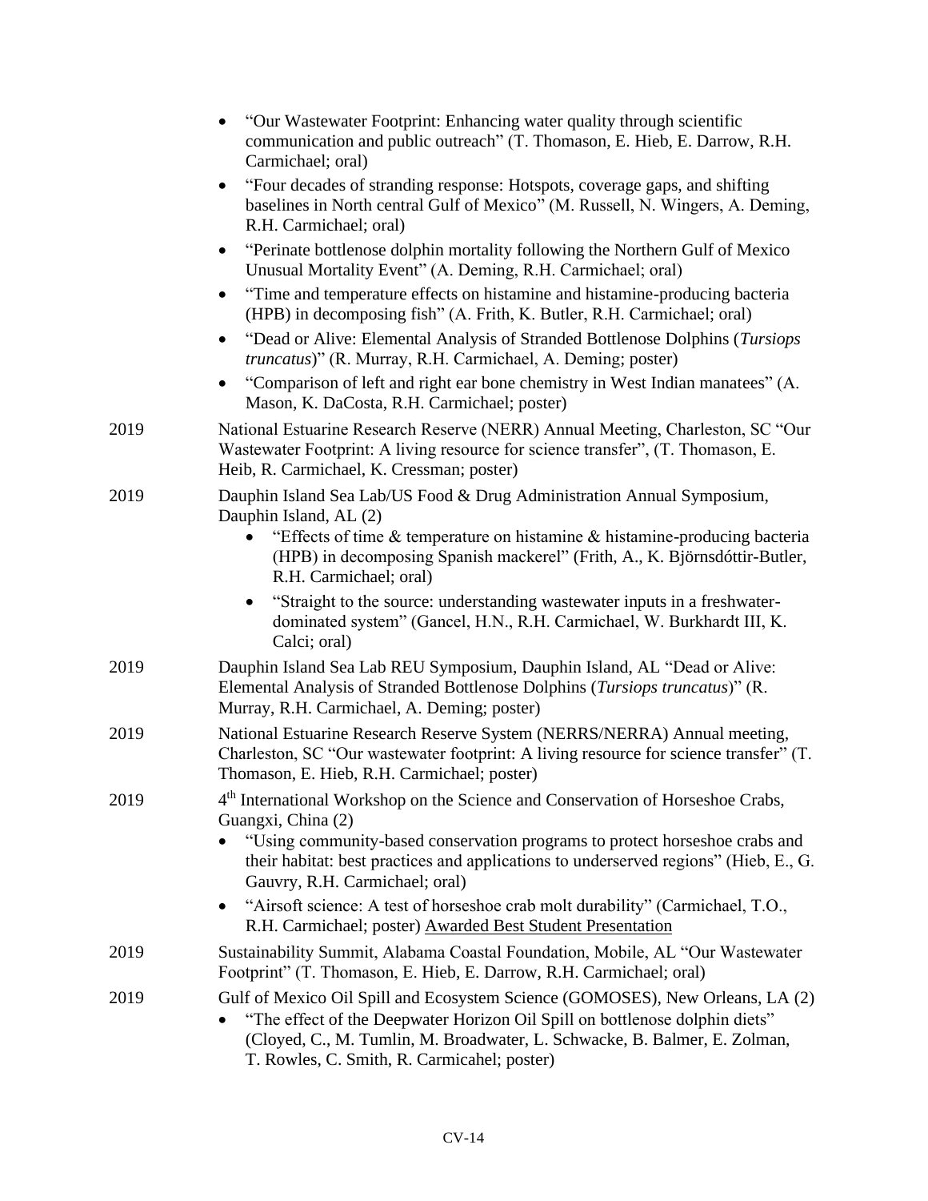- "Our Wastewater Footprint: Enhancing water quality through scientific communication and public outreach" (T. Thomason, E. Hieb, E. Darrow, R.H. Carmichael; oral)
- "Four decades of stranding response: Hotspots, coverage gaps, and shifting baselines in North central Gulf of Mexico" (M. Russell, N. Wingers, A. Deming, R.H. Carmichael; oral)
- "Perinate bottlenose dolphin mortality following the Northern Gulf of Mexico Unusual Mortality Event" (A. Deming, R.H. Carmichael; oral)
- "Time and temperature effects on histamine and histamine-producing bacteria (HPB) in decomposing fish" (A. Frith, K. Butler, R.H. Carmichael; oral)
- "Dead or Alive: Elemental Analysis of Stranded Bottlenose Dolphins (*Tursiops truncatus*)" (R. Murray, R.H. Carmichael, A. Deming; poster)
- "Comparison of left and right ear bone chemistry in West Indian manatees" (A. Mason, K. DaCosta, R.H. Carmichael; poster)

2019 National Estuarine Research Reserve (NERR) Annual Meeting, Charleston, SC "Our Wastewater Footprint: A living resource for science transfer", (T. Thomason, E. Heib, R. Carmichael, K. Cressman; poster)

2019 Dauphin Island Sea Lab/US Food & Drug Administration Annual Symposium, Dauphin Island, AL (2)

- "Effects of time & temperature on histamine & histamine-producing bacteria (HPB) in decomposing Spanish mackerel" (Frith, A., K. Björnsdóttir-Butler, R.H. Carmichael; oral)
- "Straight to the source: understanding wastewater inputs in a freshwater-dominated system" (Gancel, H.N., R.H. Carmichael, W. Burkhardt III, K. Calci; oral)

2019 Dauphin Island Sea Lab REU Symposium, Dauphin Island, AL "Dead or Alive: Elemental Analysis of Stranded Bottlenose Dolphins (*Tursiops truncatus*)" (R. Murray, R.H. Carmichael, A. Deming; poster)

2019 National Estuarine Research Reserve System (NERRS/NERRA) Annual meeting, Charleston, SC "Our wastewater footprint: A living resource for science transfer" (T. Thomason, E. Hieb, R.H. Carmichael; poster)

2019 4th International Workshop on the Science and Conservation of Horseshoe Crabs, Guangxi, China (2)

- "Using community-based conservation programs to protect horseshoe crabs and their habitat: best practices and applications to underserved regions" (Hieb, E., G. Gauvry, R.H. Carmichael; oral)
- "Airsoft science: A test of horseshoe crab molt durability" (Carmichael, T.O., R.H. Carmichael; poster) Awarded Best Student Presentation

2019 Sustainability Summit, Alabama Coastal Foundation, Mobile, AL "Our Wastewater Footprint" (T. Thomason, E. Hieb, E. Darrow, R.H. Carmichael; oral)

2019 Gulf of Mexico Oil Spill and Ecosystem Science (GOMOSES), New Orleans, LA (2)

- "The effect of the Deepwater Horizon Oil Spill on bottlenose dolphin diets" (Cloyed, C., M. Tumlin, M. Broadwater, L. Schwacke, B. Balmer, E. Zolman, T. Rowles, C. Smith, R. Carmicahel; poster)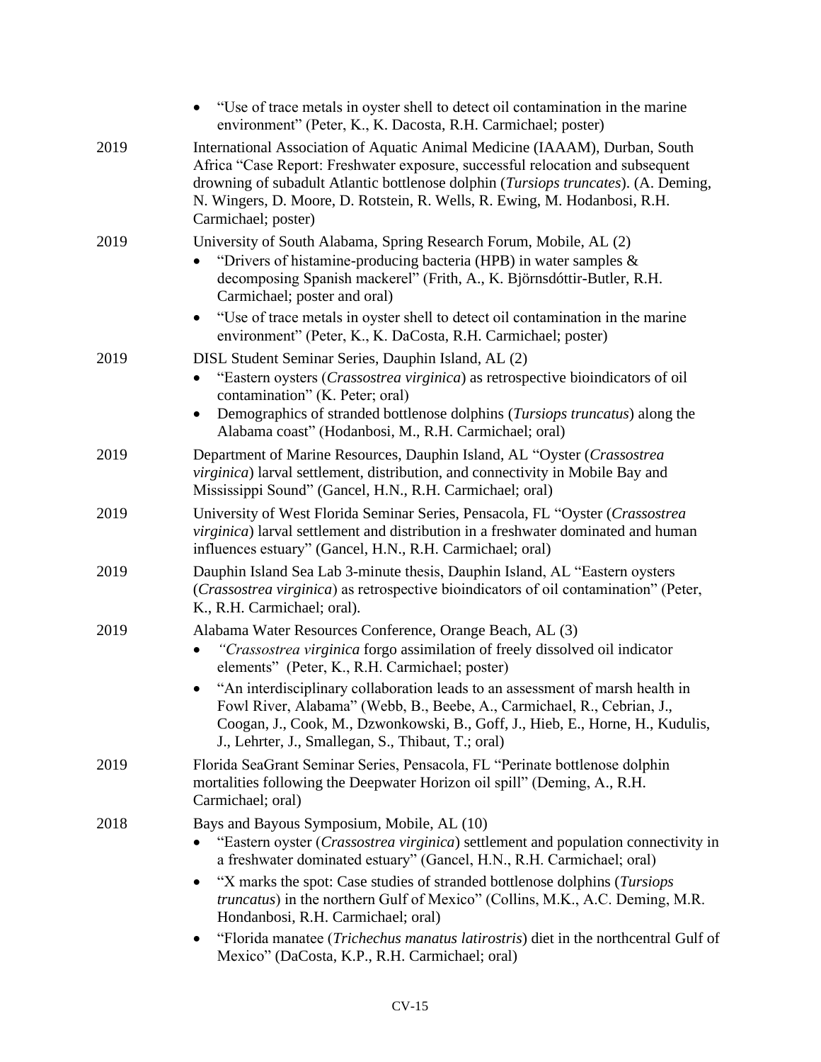- "Use of trace metals in oyster shell to detect oil contamination in the marine environment" (Peter, K., K. Dacosta, R.H. Carmichael; poster)

2019 International Association of Aquatic Animal Medicine (IAAAM), Durban, South Africa "Case Report: Freshwater exposure, successful relocation and subsequent drowning of subadult Atlantic bottlenose dolphin (*Tursiops truncates*). (A. Deming, N. Wingers, D. Moore, D. Rotstein, R. Wells, R. Ewing, M. Hodanbosi, R.H. Carmichael; poster)

2019 University of South Alabama, Spring Research Forum, Mobile, AL (2)

- "Drivers of histamine-producing bacteria (HPB) in water samples & decomposing Spanish mackerel" (Frith, A., K. Björnsdóttir-Butler, R.H. Carmichael; poster and oral)
- "Use of trace metals in oyster shell to detect oil contamination in the marine environment" (Peter, K., K. DaCosta, R.H. Carmichael; poster)

2019 DISL Student Seminar Series, Dauphin Island, AL (2)

- "Eastern oysters (*Crassostrea virginica*) as retrospective bioindicators of oil contamination" (K. Peter; oral)
- Demographics of stranded bottlenose dolphins (*Tursiops truncatus*) along the Alabama coast" (Hodanbosi, M., R.H. Carmichael; oral)

2019 Department of Marine Resources, Dauphin Island, AL "Oyster (*Crassostrea virginica*) larval settlement, distribution, and connectivity in Mobile Bay and Mississippi Sound" (Gancel, H.N., R.H. Carmichael; oral)

2019 University of West Florida Seminar Series, Pensacola, FL "Oyster (*Crassostrea virginica*) larval settlement and distribution in a freshwater dominated and human influences estuary" (Gancel, H.N., R.H. Carmichael; oral)

2019 Dauphin Island Sea Lab 3-minute thesis, Dauphin Island, AL "Eastern oysters (*Crassostrea virginica*) as retrospective bioindicators of oil contamination" (Peter, K., R.H. Carmichael; oral).

2019 Alabama Water Resources Conference, Orange Beach, AL (3)

- *"Crassostrea virginica* forgo assimilation of freely dissolved oil indicator elements" (Peter, K., R.H. Carmichael; poster)
- "An interdisciplinary collaboration leads to an assessment of marsh health in Fowl River, Alabama" (Webb, B., Beebe, A., Carmichael, R., Cebrian, J., Coogan, J., Cook, M., Dzwonkowski, B., Goff, J., Hieb, E., Horne, H., Kudulis, J., Lehrter, J., Smallegan, S., Thibaut, T.; oral)

2019 Florida SeaGrant Seminar Series, Pensacola, FL "Perinate bottlenose dolphin mortalities following the Deepwater Horizon oil spill" (Deming, A., R.H. Carmichael; oral)

2018 Bays and Bayous Symposium, Mobile, AL (10)

- "Eastern oyster (*Crassostrea virginica*) settlement and population connectivity in a freshwater dominated estuary" (Gancel, H.N., R.H. Carmichael; oral)
- "X marks the spot: Case studies of stranded bottlenose dolphins (*Tursiops truncatus*) in the northern Gulf of Mexico" (Collins, M.K., A.C. Deming, M.R. Hondanbosi, R.H. Carmichael; oral)
- "Florida manatee (*Trichechus manatus latirostris*) diet in the northcentral Gulf of Mexico" (DaCosta, K.P., R.H. Carmichael; oral)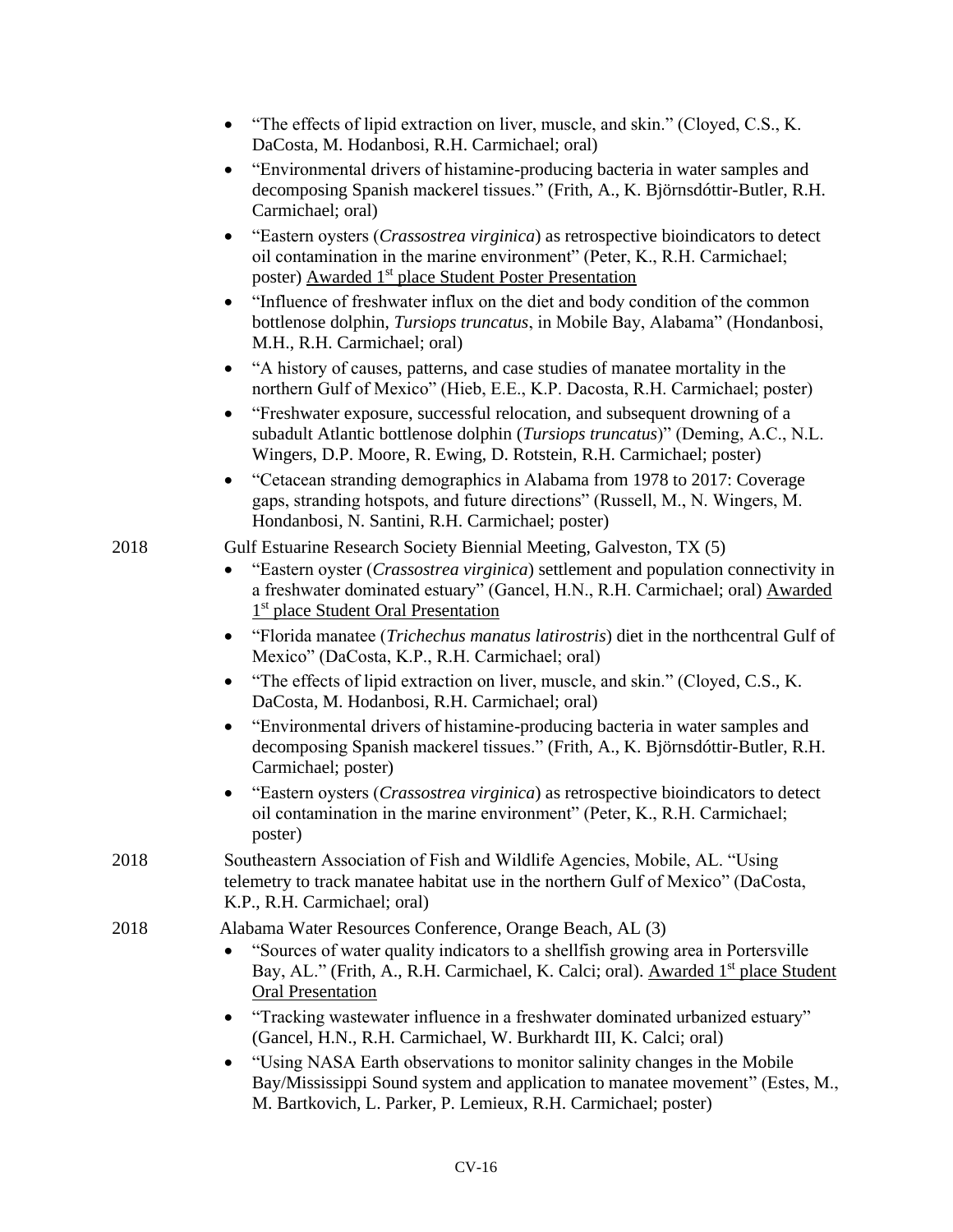- "The effects of lipid extraction on liver, muscle, and skin." (Cloyed, C.S., K. DaCosta, M. Hodanbosi, R.H. Carmichael; oral)
- "Environmental drivers of histamine-producing bacteria in water samples and decomposing Spanish mackerel tissues." (Frith, A., K. Björnsdóttir-Butler, R.H. Carmichael; oral)
- "Eastern oysters (*Crassostrea virginica*) as retrospective bioindicators to detect oil contamination in the marine environment" (Peter, K., R.H. Carmichael; poster) Awarded 1st place Student Poster Presentation
- "Influence of freshwater influx on the diet and body condition of the common bottlenose dolphin, *Tursiops truncatus*, in Mobile Bay, Alabama" (Hondanbosi, M.H., R.H. Carmichael; oral)
- "A history of causes, patterns, and case studies of manatee mortality in the northern Gulf of Mexico" (Hieb, E.E., K.P. Dacosta, R.H. Carmichael; poster)
- "Freshwater exposure, successful relocation, and subsequent drowning of a subadult Atlantic bottlenose dolphin (*Tursiops truncatus*)" (Deming, A.C., N.L. Wingers, D.P. Moore, R. Ewing, D. Rotstein, R.H. Carmichael; poster)
- "Cetacean stranding demographics in Alabama from 1978 to 2017: Coverage gaps, stranding hotspots, and future directions" (Russell, M., N. Wingers, M. Hondanbosi, N. Santini, R.H. Carmichael; poster)

2018 Gulf Estuarine Research Society Biennial Meeting, Galveston, TX (5)

- "Eastern oyster (*Crassostrea virginica*) settlement and population connectivity in a freshwater dominated estuary" (Gancel, H.N., R.H. Carmichael; oral) Awarded 1st place Student Oral Presentation
- "Florida manatee (*Trichechus manatus latirostris*) diet in the northcentral Gulf of Mexico" (DaCosta, K.P., R.H. Carmichael; oral)
- "The effects of lipid extraction on liver, muscle, and skin." (Cloyed, C.S., K. DaCosta, M. Hodanbosi, R.H. Carmichael; oral)
- "Environmental drivers of histamine-producing bacteria in water samples and decomposing Spanish mackerel tissues." (Frith, A., K. Björnsdóttir-Butler, R.H. Carmichael; poster)
- "Eastern oysters (*Crassostrea virginica*) as retrospective bioindicators to detect oil contamination in the marine environment" (Peter, K., R.H. Carmichael; poster)

2018 Southeastern Association of Fish and Wildlife Agencies, Mobile, AL. "Using telemetry to track manatee habitat use in the northern Gulf of Mexico" (DaCosta, K.P., R.H. Carmichael; oral)

2018 Alabama Water Resources Conference, Orange Beach, AL (3)

- "Sources of water quality indicators to a shellfish growing area in Portersville Bay, AL." (Frith, A., R.H. Carmichael, K. Calci; oral). Awarded 1st place Student Oral Presentation
- "Tracking wastewater influence in a freshwater dominated urbanized estuary" (Gancel, H.N., R.H. Carmichael, W. Burkhardt III, K. Calci; oral)
- "Using NASA Earth observations to monitor salinity changes in the Mobile Bay/Mississippi Sound system and application to manatee movement" (Estes, M., M. Bartkovich, L. Parker, P. Lemieux, R.H. Carmichael; poster)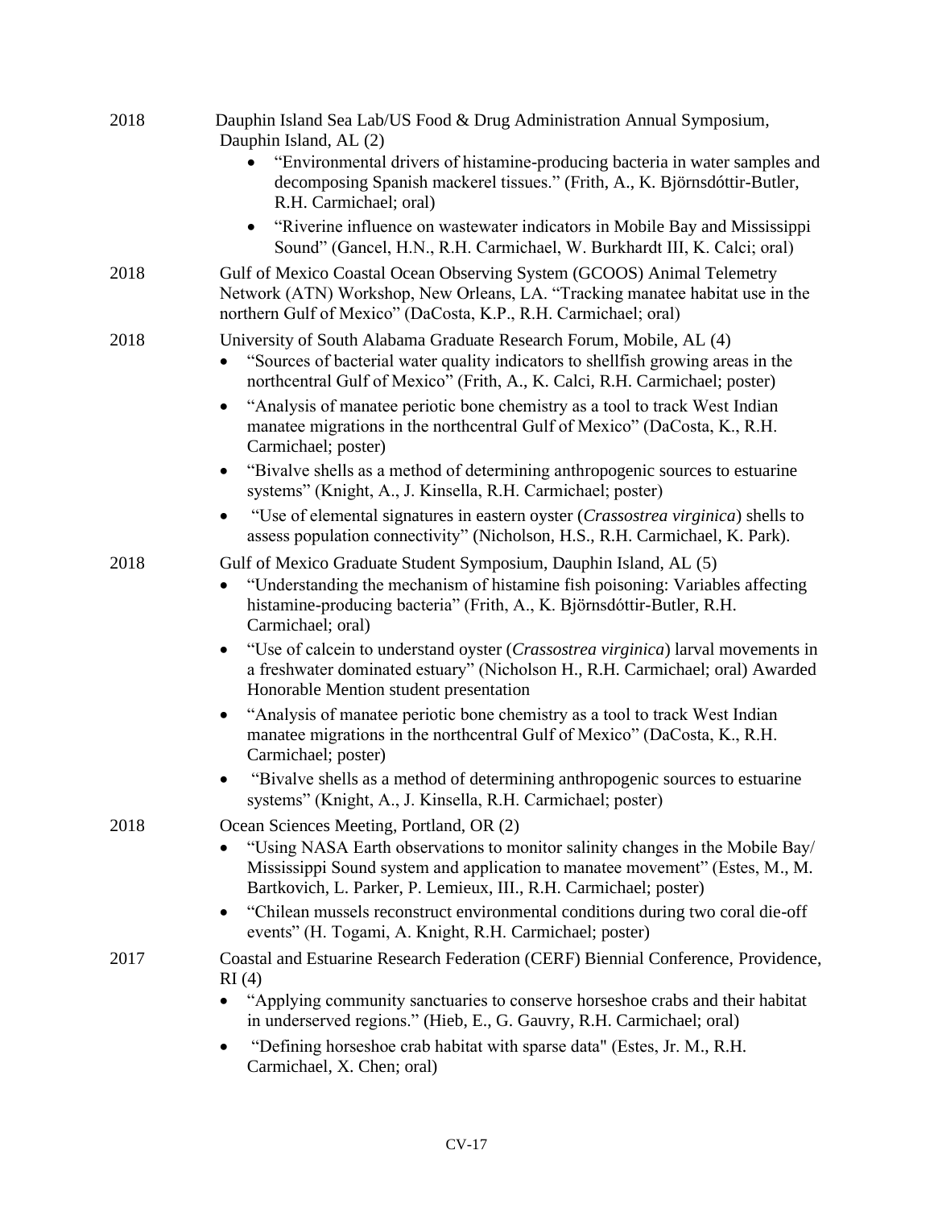2018 Dauphin Island Sea Lab/US Food & Drug Administration Annual Symposium, Dauphin Island, AL (2)

- "Environmental drivers of histamine-producing bacteria in water samples and decomposing Spanish mackerel tissues." (Frith, A., K. Björnsdóttir-Butler, R.H. Carmichael; oral)
- "Riverine influence on wastewater indicators in Mobile Bay and Mississippi Sound" (Gancel, H.N., R.H. Carmichael, W. Burkhardt III, K. Calci; oral)

2018 Gulf of Mexico Coastal Ocean Observing System (GCOOS) Animal Telemetry Network (ATN) Workshop, New Orleans, LA. "Tracking manatee habitat use in the northern Gulf of Mexico" (DaCosta, K.P., R.H. Carmichael; oral)

2018 University of South Alabama Graduate Research Forum, Mobile, AL (4)

- "Sources of bacterial water quality indicators to shellfish growing areas in the northcentral Gulf of Mexico" (Frith, A., K. Calci, R.H. Carmichael; poster)
- "Analysis of manatee periotic bone chemistry as a tool to track West Indian manatee migrations in the northcentral Gulf of Mexico" (DaCosta, K., R.H. Carmichael; poster)
- "Bivalve shells as a method of determining anthropogenic sources to estuarine systems" (Knight, A., J. Kinsella, R.H. Carmichael; poster)
- "Use of elemental signatures in eastern oyster (*Crassostrea virginica*) shells to assess population connectivity" (Nicholson, H.S., R.H. Carmichael, K. Park).

2018 Gulf of Mexico Graduate Student Symposium, Dauphin Island, AL (5)

- "Understanding the mechanism of histamine fish poisoning: Variables affecting histamine-producing bacteria" (Frith, A., K. Björnsdóttir-Butler, R.H. Carmichael; oral)
- "Use of calcein to understand oyster (*Crassostrea virginica*) larval movements in a freshwater dominated estuary" (Nicholson H., R.H. Carmichael; oral) Awarded Honorable Mention student presentation
- "Analysis of manatee periotic bone chemistry as a tool to track West Indian manatee migrations in the northcentral Gulf of Mexico" (DaCosta, K., R.H. Carmichael; poster)
- "Bivalve shells as a method of determining anthropogenic sources to estuarine systems" (Knight, A., J. Kinsella, R.H. Carmichael; poster)

2018 Ocean Sciences Meeting, Portland, OR (2)

- "Using NASA Earth observations to monitor salinity changes in the Mobile Bay/ Mississippi Sound system and application to manatee movement" (Estes, M., M. Bartkovich, L. Parker, P. Lemieux, III., R.H. Carmichael; poster)
- "Chilean mussels reconstruct environmental conditions during two coral die-off events" (H. Togami, A. Knight, R.H. Carmichael; poster)

2017 Coastal and Estuarine Research Federation (CERF) Biennial Conference, Providence, RI (4)

- "Applying community sanctuaries to conserve horseshoe crabs and their habitat in underserved regions." (Hieb, E., G. Gauvry, R.H. Carmichael; oral)
- "Defining horseshoe crab habitat with sparse data" (Estes, Jr. M., R.H. Carmichael, X. Chen; oral)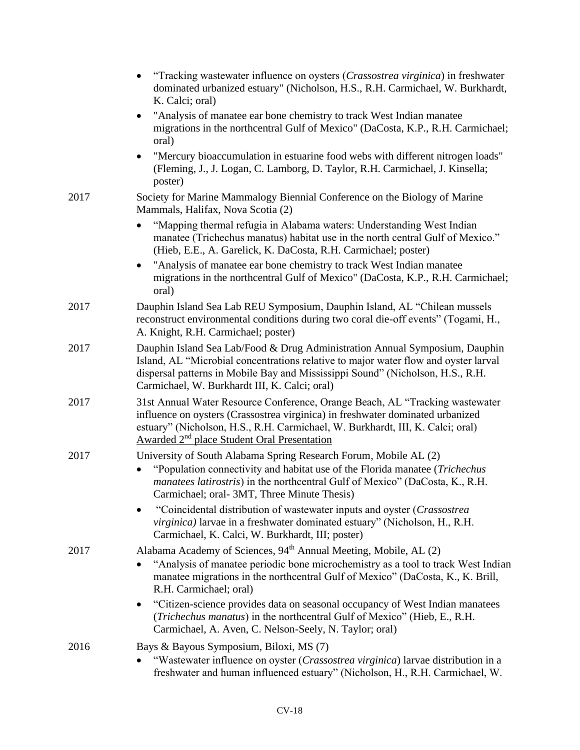- "Tracking wastewater influence on oysters (*Crassostrea virginica*) in freshwater dominated urbanized estuary" (Nicholson, H.S., R.H. Carmichael, W. Burkhardt, K. Calci; oral)
- "Analysis of manatee ear bone chemistry to track West Indian manatee migrations in the northcentral Gulf of Mexico" (DaCosta, K.P., R.H. Carmichael; oral)
- "Mercury bioaccumulation in estuarine food webs with different nitrogen loads" (Fleming, J., J. Logan, C. Lamborg, D. Taylor, R.H. Carmichael, J. Kinsella; poster)

2017 Society for Marine Mammalogy Biennial Conference on the Biology of Marine Mammals, Halifax, Nova Scotia (2)

- "Mapping thermal refugia in Alabama waters: Understanding West Indian manatee (Trichechus manatus) habitat use in the north central Gulf of Mexico." (Hieb, E.E., A. Garelick, K. DaCosta, R.H. Carmichael; poster)
- "Analysis of manatee ear bone chemistry to track West Indian manatee migrations in the northcentral Gulf of Mexico" (DaCosta, K.P., R.H. Carmichael; oral)

2017 Dauphin Island Sea Lab REU Symposium, Dauphin Island, AL "Chilean mussels reconstruct environmental conditions during two coral die-off events" (Togami, H., A. Knight, R.H. Carmichael; poster)

2017 Dauphin Island Sea Lab/Food & Drug Administration Annual Symposium, Dauphin Island, AL "Microbial concentrations relative to major water flow and oyster larval dispersal patterns in Mobile Bay and Mississippi Sound" (Nicholson, H.S., R.H. Carmichael, W. Burkhardt III, K. Calci; oral)

2017 31st Annual Water Resource Conference, Orange Beach, AL "Tracking wastewater influence on oysters (Crassostrea virginica) in freshwater dominated urbanized estuary" (Nicholson, H.S., R.H. Carmichael, W. Burkhardt, III, K. Calci; oral) Awarded 2nd place Student Oral Presentation

2017 University of South Alabama Spring Research Forum, Mobile AL (2)

- "Population connectivity and habitat use of the Florida manatee (*Trichechus manatees latirostris*) in the northcentral Gulf of Mexico" (DaCosta, K., R.H. Carmichael; oral- 3MT, Three Minute Thesis)
- "Coincidental distribution of wastewater inputs and oyster (*Crassostrea virginica)* larvae in a freshwater dominated estuary" (Nicholson, H., R.H. Carmichael, K. Calci, W. Burkhardt, III; poster)

2017 Alabama Academy of Sciences, 94th Annual Meeting, Mobile, AL (2)

- "Analysis of manatee periodic bone microchemistry as a tool to track West Indian manatee migrations in the northcentral Gulf of Mexico" (DaCosta, K., K. Brill, R.H. Carmichael; oral)
- "Citizen-science provides data on seasonal occupancy of West Indian manatees (*Trichechus manatus*) in the northcentral Gulf of Mexico" (Hieb, E., R.H. Carmichael, A. Aven, C. Nelson-Seely, N. Taylor; oral)

2016 Bays & Bayous Symposium, Biloxi, MS (7)

- "Wastewater influence on oyster (*Crassostrea virginica*) larvae distribution in a freshwater and human influenced estuary" (Nicholson, H., R.H. Carmichael, W.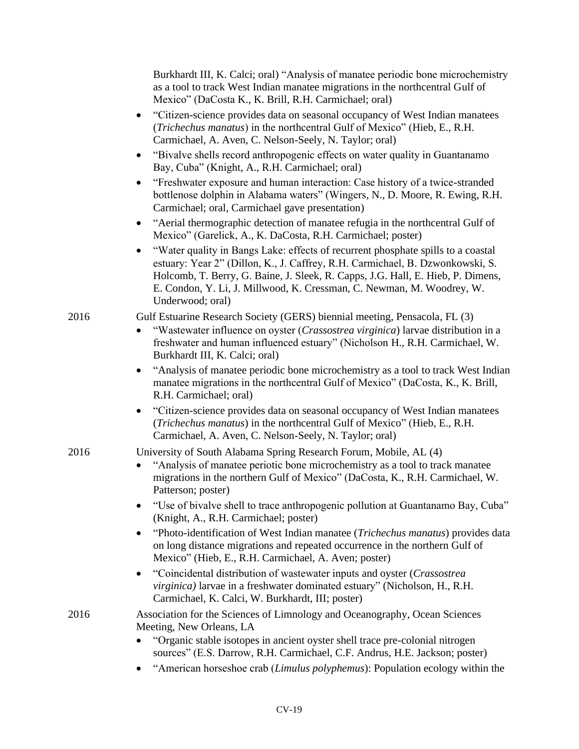Burkhardt III, K. Calci; oral) "Analysis of manatee periodic bone microchemistry as a tool to track West Indian manatee migrations in the northcentral Gulf of Mexico" (DaCosta K., K. Brill, R.H. Carmichael; oral)

- "Citizen-science provides data on seasonal occupancy of West Indian manatees (*Trichechus manatus*) in the northcentral Gulf of Mexico" (Hieb, E., R.H. Carmichael, A. Aven, C. Nelson-Seely, N. Taylor; oral)
- "Bivalve shells record anthropogenic effects on water quality in Guantanamo Bay, Cuba" (Knight, A., R.H. Carmichael; oral)
- "Freshwater exposure and human interaction: Case history of a twice-stranded bottlenose dolphin in Alabama waters" (Wingers, N., D. Moore, R. Ewing, R.H. Carmichael; oral, Carmichael gave presentation)
- "Aerial thermographic detection of manatee refugia in the northcentral Gulf of Mexico" (Garelick, A., K. DaCosta, R.H. Carmichael; poster)
- "Water quality in Bangs Lake: effects of recurrent phosphate spills to a coastal estuary: Year 2" (Dillon, K., J. Caffrey, R.H. Carmichael, B. Dzwonkowski, S. Holcomb, T. Berry, G. Baine, J. Sleek, R. Capps, J.G. Hall, E. Hieb, P. Dimens, E. Condon, Y. Li, J. Millwood, K. Cressman, C. Newman, M. Woodrey, W. Underwood; oral)

2016 Gulf Estuarine Research Society (GERS) biennial meeting, Pensacola, FL (3)

- "Wastewater influence on oyster (*Crassostrea virginica*) larvae distribution in a freshwater and human influenced estuary" (Nicholson H., R.H. Carmichael, W. Burkhardt III, K. Calci; oral)
- "Analysis of manatee periodic bone microchemistry as a tool to track West Indian manatee migrations in the northcentral Gulf of Mexico" (DaCosta, K., K. Brill, R.H. Carmichael; oral)
- "Citizen-science provides data on seasonal occupancy of West Indian manatees (*Trichechus manatus*) in the northcentral Gulf of Mexico" (Hieb, E., R.H. Carmichael, A. Aven, C. Nelson-Seely, N. Taylor; oral)

2016 University of South Alabama Spring Research Forum, Mobile, AL (4)

- "Analysis of manatee periotic bone microchemistry as a tool to track manatee migrations in the northern Gulf of Mexico" (DaCosta, K., R.H. Carmichael, W. Patterson; poster)
- "Use of bivalve shell to trace anthropogenic pollution at Guantanamo Bay, Cuba" (Knight, A., R.H. Carmichael; poster)
- "Photo-identification of West Indian manatee (*Trichechus manatus*) provides data on long distance migrations and repeated occurrence in the northern Gulf of Mexico" (Hieb, E., R.H. Carmichael, A. Aven; poster)
- "Coincidental distribution of wastewater inputs and oyster (*Crassostrea virginica)* larvae in a freshwater dominated estuary" (Nicholson, H., R.H. Carmichael, K. Calci, W. Burkhardt, III; poster)

2016 Association for the Sciences of Limnology and Oceanography, Ocean Sciences Meeting, New Orleans, LA

- "Organic stable isotopes in ancient oyster shell trace pre-colonial nitrogen sources" (E.S. Darrow, R.H. Carmichael, C.F. Andrus, H.E. Jackson; poster)
- "American horseshoe crab (*Limulus polyphemus*): Population ecology within the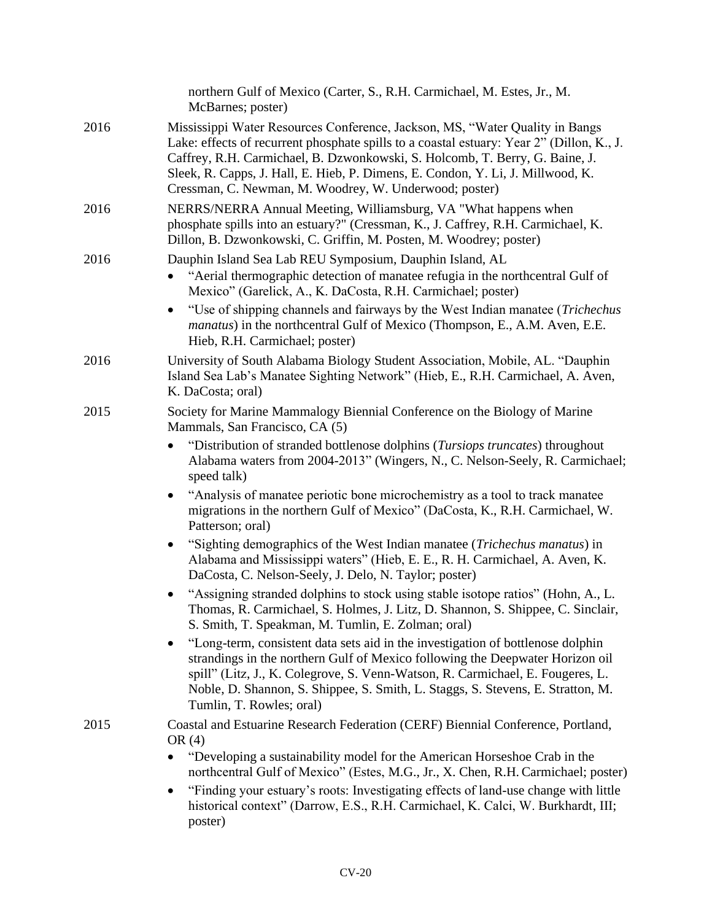northern Gulf of Mexico (Carter, S., R.H. Carmichael, M. Estes, Jr., M. McBarnes; poster)

2016 Mississippi Water Resources Conference, Jackson, MS, "Water Quality in Bangs Lake: effects of recurrent phosphate spills to a coastal estuary: Year 2" (Dillon, K., J. Caffrey, R.H. Carmichael, B. Dzwonkowski, S. Holcomb, T. Berry, G. Baine, J. Sleek, R. Capps, J. Hall, E. Hieb, P. Dimens, E. Condon, Y. Li, J. Millwood, K. Cressman, C. Newman, M. Woodrey, W. Underwood; poster)

2016 NERRS/NERRA Annual Meeting, Williamsburg, VA "What happens when phosphate spills into an estuary?" (Cressman, K., J. Caffrey, R.H. Carmichael, K. Dillon, B. Dzwonkowski, C. Griffin, M. Posten, M. Woodrey; poster)

2016 Dauphin Island Sea Lab REU Symposium, Dauphin Island, AL

- "Aerial thermographic detection of manatee refugia in the northcentral Gulf of Mexico" (Garelick, A., K. DaCosta, R.H. Carmichael; poster)
- "Use of shipping channels and fairways by the West Indian manatee (*Trichechus manatus*) in the northcentral Gulf of Mexico (Thompson, E., A.M. Aven, E.E. Hieb, R.H. Carmichael; poster)

2016 University of South Alabama Biology Student Association, Mobile, AL. "Dauphin Island Sea Lab's Manatee Sighting Network" (Hieb, E., R.H. Carmichael, A. Aven, K. DaCosta; oral)

2015 Society for Marine Mammalogy Biennial Conference on the Biology of Marine Mammals, San Francisco, CA (5)

- "Distribution of stranded bottlenose dolphins (*Tursiops truncates*) throughout Alabama waters from 2004-2013" (Wingers, N., C. Nelson-Seely, R. Carmichael; speed talk)
- "Analysis of manatee periotic bone microchemistry as a tool to track manatee migrations in the northern Gulf of Mexico" (DaCosta, K., R.H. Carmichael, W. Patterson; oral)
- "Sighting demographics of the West Indian manatee (*Trichechus manatus*) in Alabama and Mississippi waters" (Hieb, E. E., R. H. Carmichael, A. Aven, K. DaCosta, C. Nelson-Seely, J. Delo, N. Taylor; poster)
- "Assigning stranded dolphins to stock using stable isotope ratios" (Hohn, A., L. Thomas, R. Carmichael, S. Holmes, J. Litz, D. Shannon, S. Shippee, C. Sinclair, S. Smith, T. Speakman, M. Tumlin, E. Zolman; oral)
- "Long-term, consistent data sets aid in the investigation of bottlenose dolphin strandings in the northern Gulf of Mexico following the Deepwater Horizon oil spill" (Litz, J., K. Colegrove, S. Venn-Watson, R. Carmichael, E. Fougeres, L. Noble, D. Shannon, S. Shippee, S. Smith, L. Staggs, S. Stevens, E. Stratton, M. Tumlin, T. Rowles; oral)

2015 Coastal and Estuarine Research Federation (CERF) Biennial Conference, Portland, OR (4)

- "Developing a sustainability model for the American Horseshoe Crab in the northcentral Gulf of Mexico" (Estes, M.G., Jr., X. Chen, R.H. Carmichael; poster)
- "Finding your estuary's roots: Investigating effects of land-use change with little historical context" (Darrow, E.S., R.H. Carmichael, K. Calci, W. Burkhardt, III; poster)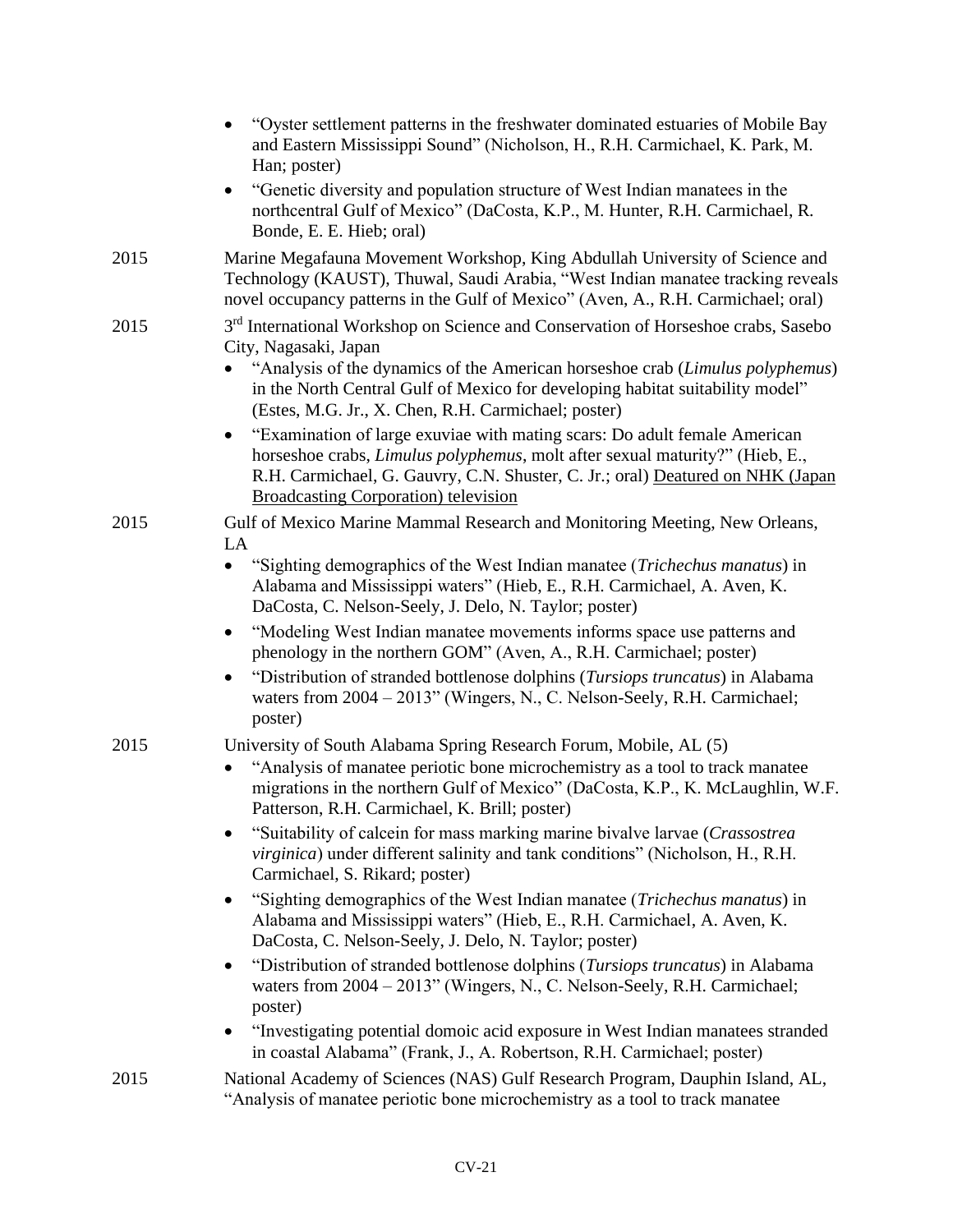- "Oyster settlement patterns in the freshwater dominated estuaries of Mobile Bay and Eastern Mississippi Sound" (Nicholson, H., R.H. Carmichael, K. Park, M. Han; poster)
- "Genetic diversity and population structure of West Indian manatees in the northcentral Gulf of Mexico" (DaCosta, K.P., M. Hunter, R.H. Carmichael, R. Bonde, E. E. Hieb; oral)

2015 Marine Megafauna Movement Workshop, King Abdullah University of Science and Technology (KAUST), Thuwal, Saudi Arabia, "West Indian manatee tracking reveals novel occupancy patterns in the Gulf of Mexico" (Aven, A., R.H. Carmichael; oral)

2015 3rd International Workshop on Science and Conservation of Horseshoe crabs, Sasebo City, Nagasaki, Japan

- "Analysis of the dynamics of the American horseshoe crab (*Limulus polyphemus*) in the North Central Gulf of Mexico for developing habitat suitability model" (Estes, M.G. Jr., X. Chen, R.H. Carmichael; poster)
- "Examination of large exuviae with mating scars: Do adult female American horseshoe crabs, *Limulus polyphemus*, molt after sexual maturity?" (Hieb, E., R.H. Carmichael, G. Gauvry, C.N. Shuster, C. Jr.; oral) Deatured on NHK (Japan Broadcasting Corporation) television

2015 Gulf of Mexico Marine Mammal Research and Monitoring Meeting, New Orleans, LA

- "Sighting demographics of the West Indian manatee (*Trichechus manatus*) in Alabama and Mississippi waters" (Hieb, E., R.H. Carmichael, A. Aven, K. DaCosta, C. Nelson-Seely, J. Delo, N. Taylor; poster)
- "Modeling West Indian manatee movements informs space use patterns and phenology in the northern GOM" (Aven, A., R.H. Carmichael; poster)
- "Distribution of stranded bottlenose dolphins (*Tursiops truncatus*) in Alabama waters from 2004 – 2013" (Wingers, N., C. Nelson-Seely, R.H. Carmichael; poster)

2015 University of South Alabama Spring Research Forum, Mobile, AL (5)

- "Analysis of manatee periotic bone microchemistry as a tool to track manatee migrations in the northern Gulf of Mexico" (DaCosta, K.P., K. McLaughlin, W.F. Patterson, R.H. Carmichael, K. Brill; poster)
- "Suitability of calcein for mass marking marine bivalve larvae (*Crassostrea virginica*) under different salinity and tank conditions" (Nicholson, H., R.H. Carmichael, S. Rikard; poster)
- "Sighting demographics of the West Indian manatee (*Trichechus manatus*) in Alabama and Mississippi waters" (Hieb, E., R.H. Carmichael, A. Aven, K. DaCosta, C. Nelson-Seely, J. Delo, N. Taylor; poster)
- "Distribution of stranded bottlenose dolphins (*Tursiops truncatus*) in Alabama waters from 2004 – 2013" (Wingers, N., C. Nelson-Seely, R.H. Carmichael; poster)
- "Investigating potential domoic acid exposure in West Indian manatees stranded in coastal Alabama" (Frank, J., A. Robertson, R.H. Carmichael; poster)

2015 National Academy of Sciences (NAS) Gulf Research Program, Dauphin Island, AL, "Analysis of manatee periotic bone microchemistry as a tool to track manatee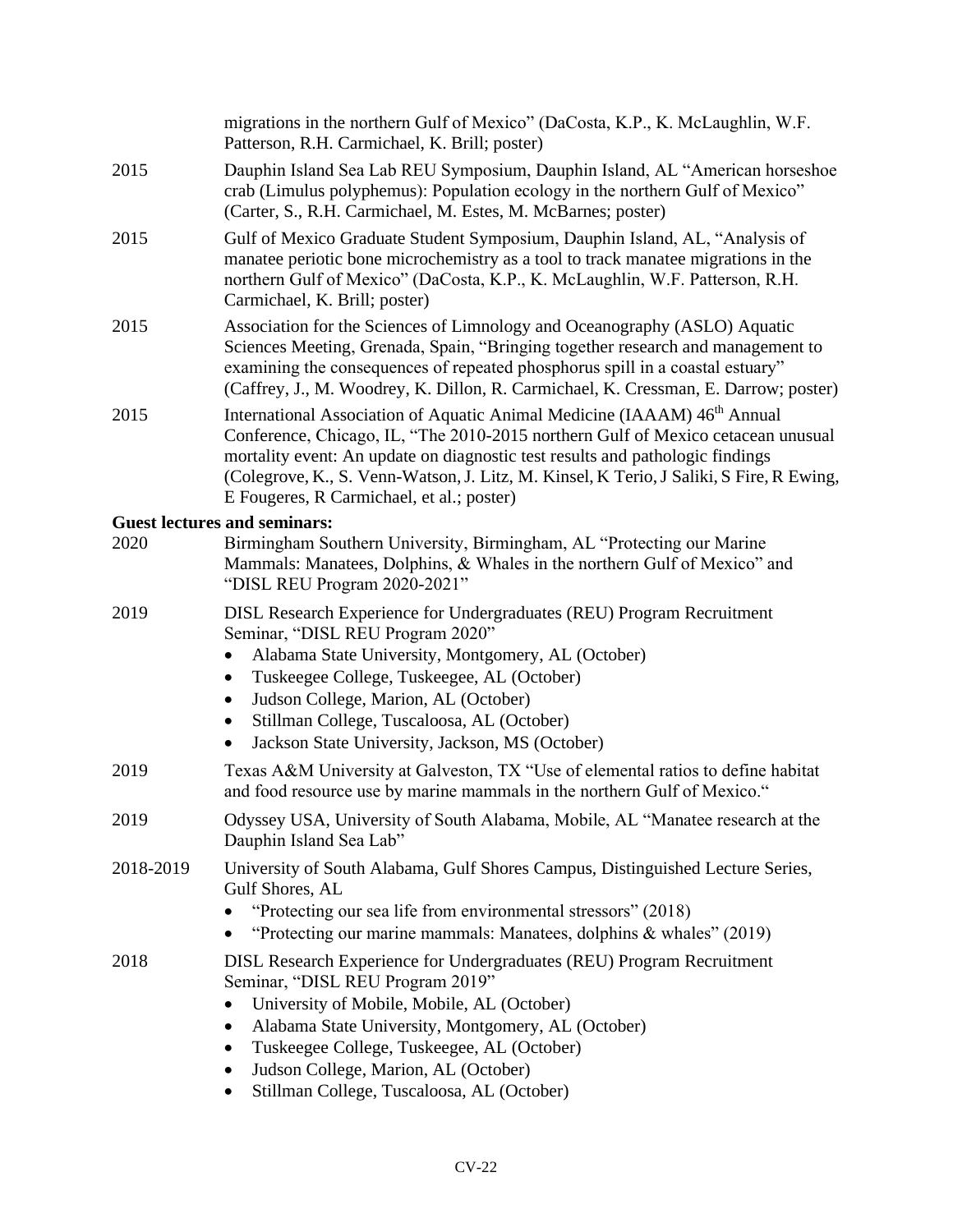migrations in the northern Gulf of Mexico" (DaCosta, K.P., K. McLaughlin, W.F. Patterson, R.H. Carmichael, K. Brill; poster)

2015 Dauphin Island Sea Lab REU Symposium, Dauphin Island, AL "American horseshoe crab (Limulus polyphemus): Population ecology in the northern Gulf of Mexico" (Carter, S., R.H. Carmichael, M. Estes, M. McBarnes; poster)

2015 Gulf of Mexico Graduate Student Symposium, Dauphin Island, AL, "Analysis of manatee periotic bone microchemistry as a tool to track manatee migrations in the northern Gulf of Mexico" (DaCosta, K.P., K. McLaughlin, W.F. Patterson, R.H. Carmichael, K. Brill; poster)

2015 Association for the Sciences of Limnology and Oceanography (ASLO) Aquatic Sciences Meeting, Grenada, Spain, "Bringing together research and management to examining the consequences of repeated phosphorus spill in a coastal estuary" (Caffrey, J., M. Woodrey, K. Dillon, R. Carmichael, K. Cressman, E. Darrow; poster)

2015 International Association of Aquatic Animal Medicine (IAAAM) 46th Annual Conference, Chicago, IL, "The 2010-2015 northern Gulf of Mexico cetacean unusual mortality event: An update on diagnostic test results and pathologic findings (Colegrove, K., S. Venn-Watson, J. Litz, M. Kinsel, K Terio, J Saliki, S Fire, R Ewing, E Fougeres, R Carmichael, et al.; poster)

**Guest lectures and seminars:**

2020 Birmingham Southern University, Birmingham, AL "Protecting our Marine Mammals: Manatees, Dolphins, & Whales in the northern Gulf of Mexico" and "DISL REU Program 2020-2021"

2019 DISL Research Experience for Undergraduates (REU) Program Recruitment Seminar, "DISL REU Program 2020"

- Alabama State University, Montgomery, AL (October)
- Tuskeegee College, Tuskeegee, AL (October)
- Judson College, Marion, AL (October)
- Stillman College, Tuscaloosa, AL (October)
- Jackson State University, Jackson, MS (October)

2019 Texas A&M University at Galveston, TX "Use of elemental ratios to define habitat and food resource use by marine mammals in the northern Gulf of Mexico."

2019 Odyssey USA, University of South Alabama, Mobile, AL "Manatee research at the Dauphin Island Sea Lab"

2018-2019 University of South Alabama, Gulf Shores Campus, Distinguished Lecture Series, Gulf Shores, AL

- "Protecting our sea life from environmental stressors" (2018)
- "Protecting our marine mammals: Manatees, dolphins & whales" (2019)

2018 DISL Research Experience for Undergraduates (REU) Program Recruitment Seminar, "DISL REU Program 2019"

- University of Mobile, Mobile, AL (October)
- Alabama State University, Montgomery, AL (October)
- Tuskeegee College, Tuskeegee, AL (October)
- Judson College, Marion, AL (October)
- Stillman College, Tuscaloosa, AL (October)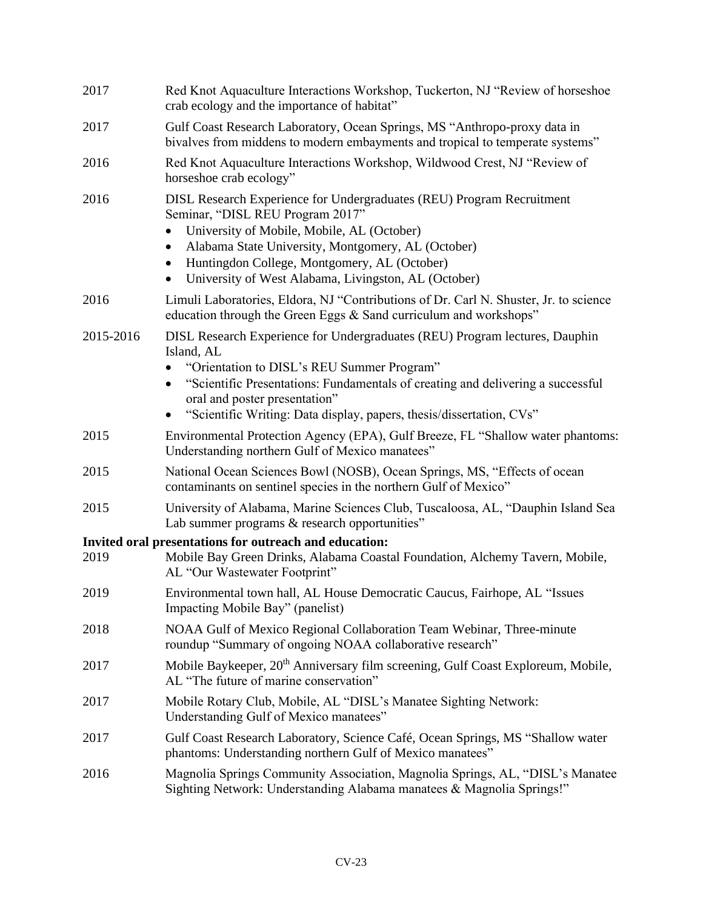2017 Red Knot Aquaculture Interactions Workshop, Tuckerton, NJ "Review of horseshoe crab ecology and the importance of habitat"

2017 Gulf Coast Research Laboratory, Ocean Springs, MS "Anthropo-proxy data in bivalves from middens to modern embayments and tropical to temperate systems"

2016 Red Knot Aquaculture Interactions Workshop, Wildwood Crest, NJ "Review of horseshoe crab ecology"

2016 DISL Research Experience for Undergraduates (REU) Program Recruitment Seminar, "DISL REU Program 2017"

- University of Mobile, Mobile, AL (October)
- Alabama State University, Montgomery, AL (October)
- Huntingdon College, Montgomery, AL (October)
- University of West Alabama, Livingston, AL (October)

2016 Limuli Laboratories, Eldora, NJ "Contributions of Dr. Carl N. Shuster, Jr. to science education through the Green Eggs & Sand curriculum and workshops"

2015-2016 DISL Research Experience for Undergraduates (REU) Program lectures, Dauphin Island, AL

- "Orientation to DISL's REU Summer Program"
- "Scientific Presentations: Fundamentals of creating and delivering a successful oral and poster presentation"
- "Scientific Writing: Data display, papers, thesis/dissertation, CVs"

2015 Environmental Protection Agency (EPA), Gulf Breeze, FL "Shallow water phantoms: Understanding northern Gulf of Mexico manatees"

2015 National Ocean Sciences Bowl (NOSB), Ocean Springs, MS, "Effects of ocean contaminants on sentinel species in the northern Gulf of Mexico"

2015 University of Alabama, Marine Sciences Club, Tuscaloosa, AL, "Dauphin Island Sea Lab summer programs & research opportunities"

**Invited oral presentations for outreach and education:**

2019 Mobile Bay Green Drinks, Alabama Coastal Foundation, Alchemy Tavern, Mobile, AL "Our Wastewater Footprint"

2019 Environmental town hall, AL House Democratic Caucus, Fairhope, AL "Issues Impacting Mobile Bay" (panelist)

2018 NOAA Gulf of Mexico Regional Collaboration Team Webinar, Three-minute roundup "Summary of ongoing NOAA collaborative research"

2017 Mobile Baykeeper, 20th Anniversary film screening, Gulf Coast Exploreum, Mobile, AL "The future of marine conservation"

2017 Mobile Rotary Club, Mobile, AL "DISL's Manatee Sighting Network: Understanding Gulf of Mexico manatees"

2017 Gulf Coast Research Laboratory, Science Café, Ocean Springs, MS "Shallow water phantoms: Understanding northern Gulf of Mexico manatees"

2016 Magnolia Springs Community Association, Magnolia Springs, AL, "DISL's Manatee Sighting Network: Understanding Alabama manatees & Magnolia Springs!"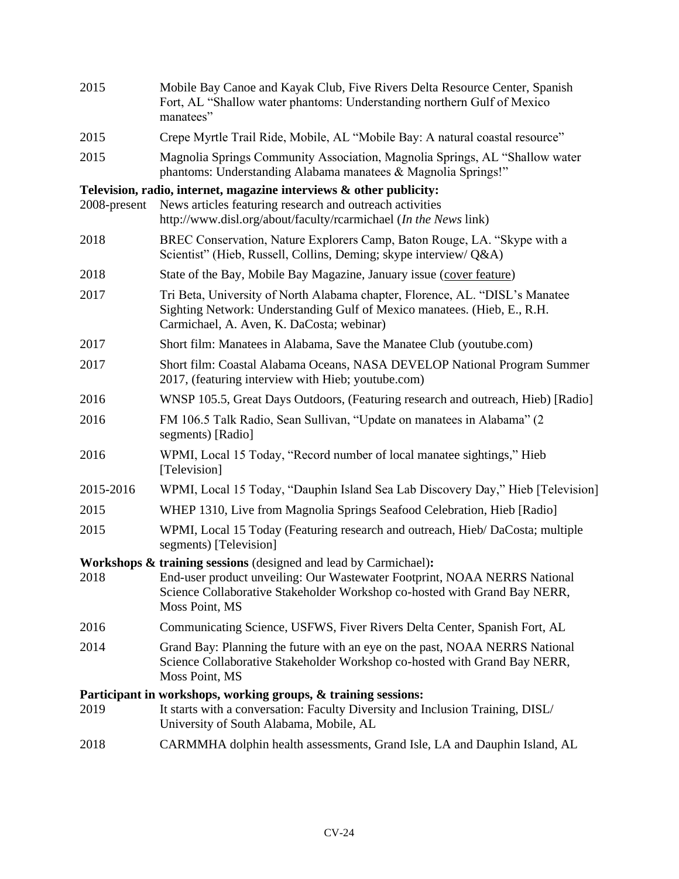2015 Mobile Bay Canoe and Kayak Club, Five Rivers Delta Resource Center, Spanish Fort, AL "Shallow water phantoms: Understanding northern Gulf of Mexico manatees"

2015 Crepe Myrtle Trail Ride, Mobile, AL "Mobile Bay: A natural coastal resource"

2015 Magnolia Springs Community Association, Magnolia Springs, AL "Shallow water phantoms: Understanding Alabama manatees & Magnolia Springs!"

**Television, radio, internet, magazine interviews & other publicity:**

2008-present News articles featuring research and outreach activities http://www.disl.org/about/faculty/rcarmichael (*In the News* link)

2018 BREC Conservation, Nature Explorers Camp, Baton Rouge, LA. "Skype with a Scientist" (Hieb, Russell, Collins, Deming; skype interview/ Q&A)

2018 State of the Bay, Mobile Bay Magazine, January issue (cover feature)

2017 Tri Beta, University of North Alabama chapter, Florence, AL. "DISL's Manatee Sighting Network: Understanding Gulf of Mexico manatees. (Hieb, E., R.H. Carmichael, A. Aven, K. DaCosta; webinar)

2017 Short film: Manatees in Alabama, Save the Manatee Club (youtube.com)

2017 Short film: Coastal Alabama Oceans, NASA DEVELOP National Program Summer 2017, (featuring interview with Hieb; youtube.com)

2016 WNSP 105.5, Great Days Outdoors, (Featuring research and outreach, Hieb) [Radio]

2016 FM 106.5 Talk Radio, Sean Sullivan, "Update on manatees in Alabama" (2 segments) [Radio]

2016 WPMI, Local 15 Today, "Record number of local manatee sightings," Hieb [Television]

2015-2016 WPMI, Local 15 Today, "Dauphin Island Sea Lab Discovery Day," Hieb [Television]

2015 WHEP 1310, Live from Magnolia Springs Seafood Celebration, Hieb [Radio]

2015 WPMI, Local 15 Today (Featuring research and outreach, Hieb/ DaCosta; multiple segments) [Television]

**Workshops & training sessions** (designed and lead by Carmichael)**:**

2018 End-user product unveiling: Our Wastewater Footprint, NOAA NERRS National Science Collaborative Stakeholder Workshop co-hosted with Grand Bay NERR, Moss Point, MS

2016 Communicating Science, USFWS, Fiver Rivers Delta Center, Spanish Fort, AL

2014 Grand Bay: Planning the future with an eye on the past, NOAA NERRS National Science Collaborative Stakeholder Workshop co-hosted with Grand Bay NERR, Moss Point, MS

**Participant in workshops, working groups, & training sessions:**

2019 It starts with a conversation: Faculty Diversity and Inclusion Training, DISL/ University of South Alabama, Mobile, AL

2018 CARMMHA dolphin health assessments, Grand Isle, LA and Dauphin Island, AL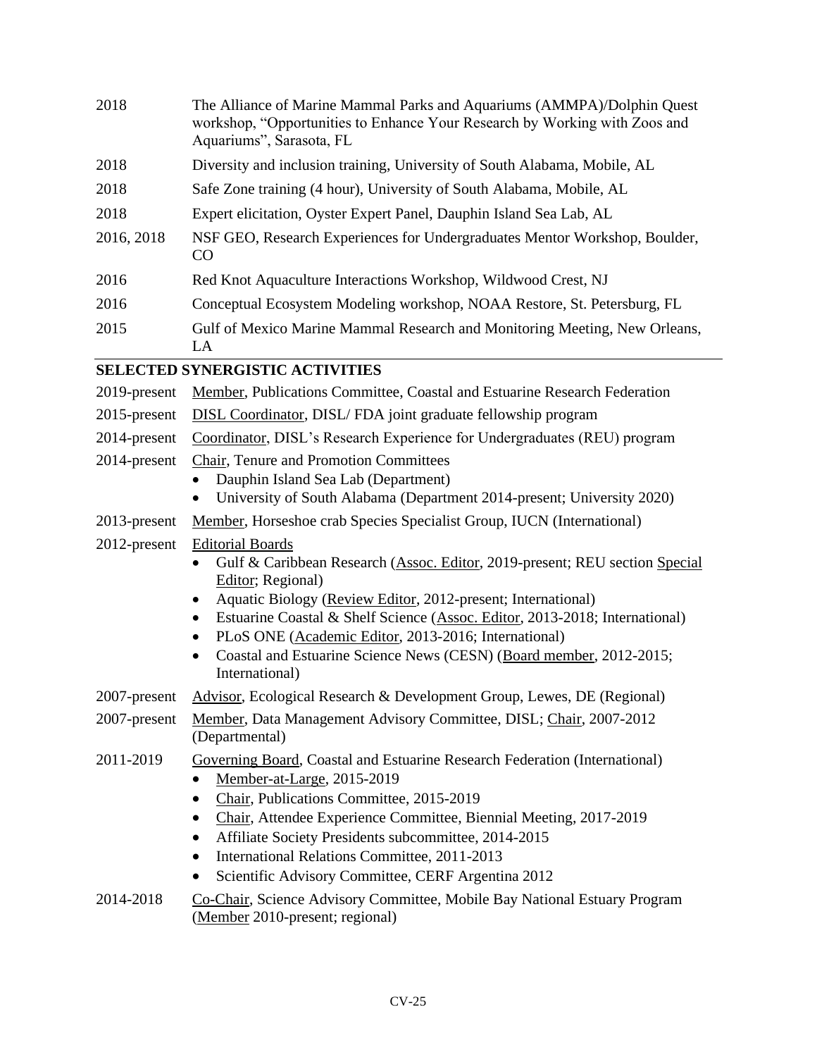2018 The Alliance of Marine Mammal Parks and Aquariums (AMMPA)/Dolphin Quest workshop, "Opportunities to Enhance Your Research by Working with Zoos and Aquariums", Sarasota, FL

2018 Diversity and inclusion training, University of South Alabama, Mobile, AL

2018 Safe Zone training (4 hour), University of South Alabama, Mobile, AL

2018 Expert elicitation, Oyster Expert Panel, Dauphin Island Sea Lab, AL

2016, 2018 NSF GEO, Research Experiences for Undergraduates Mentor Workshop, Boulder, CO

2016 Red Knot Aquaculture Interactions Workshop, Wildwood Crest, NJ

2016 Conceptual Ecosystem Modeling workshop, NOAA Restore, St. Petersburg, FL

2015 Gulf of Mexico Marine Mammal Research and Monitoring Meeting, New Orleans, LA

## SELECTED SYNERGISTIC ACTIVITIES

2019-present Member, Publications Committee, Coastal and Estuarine Research Federation

2015-present DISL Coordinator, DISL/ FDA joint graduate fellowship program

2014-present Coordinator, DISL's Research Experience for Undergraduates (REU) program

2014-present Chair, Tenure and Promotion Committees
- Dauphin Island Sea Lab (Department)
- University of South Alabama (Department 2014-present; University 2020)

2013-present Member, Horseshoe crab Species Specialist Group, IUCN (International)

2012-present Editorial Boards
- Gulf & Caribbean Research (Assoc. Editor, 2019-present; REU section Special Editor; Regional)
- Aquatic Biology (Review Editor, 2012-present; International)
- Estuarine Coastal & Shelf Science (Assoc. Editor, 2013-2018; International)
- PLoS ONE (Academic Editor, 2013-2016; International)
- Coastal and Estuarine Science News (CESN) (Board member, 2012-2015; International)

2007-present Advisor, Ecological Research & Development Group, Lewes, DE (Regional)

2007-present Member, Data Management Advisory Committee, DISL; Chair, 2007-2012 (Departmental)

2011-2019 Governing Board, Coastal and Estuarine Research Federation (International)
- Member-at-Large, 2015-2019
- Chair, Publications Committee, 2015-2019
- Chair, Attendee Experience Committee, Biennial Meeting, 2017-2019
- Affiliate Society Presidents subcommittee, 2014-2015
- International Relations Committee, 2011-2013
- Scientific Advisory Committee, CERF Argentina 2012

2014-2018 Co-Chair, Science Advisory Committee, Mobile Bay National Estuary Program (Member 2010-present; regional)